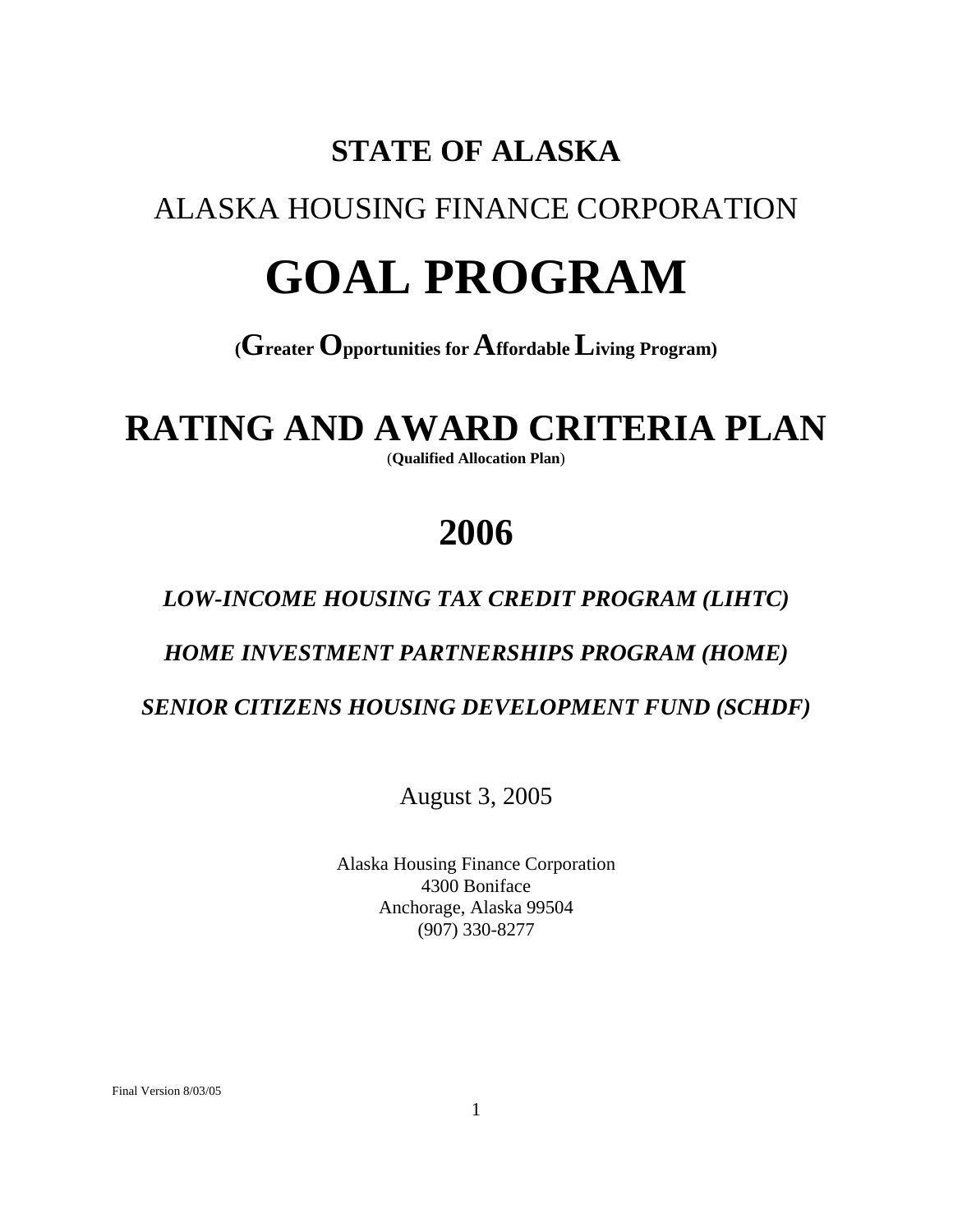# STATE OF ALASKA

## ALASKA HOUSING FINANCE CORPORATION

# GOAL PROGRAM

**(Greater Opportunities for Affordable Living Program)**

# RATING AND AWARD CRITERIA PLAN

(**Qualified Allocation Plan**)

# 2006

***LOW-INCOME HOUSING TAX CREDIT PROGRAM (LIHTC)***

***HOME INVESTMENT PARTNERSHIPS PROGRAM (HOME)***

***SENIOR CITIZENS HOUSING DEVELOPMENT FUND (SCHDF)***

August 3, 2005

Alaska Housing Finance Corporation
4300 Boniface
Anchorage, Alaska 99504
(907) 330-8277

Final Version 8/03/05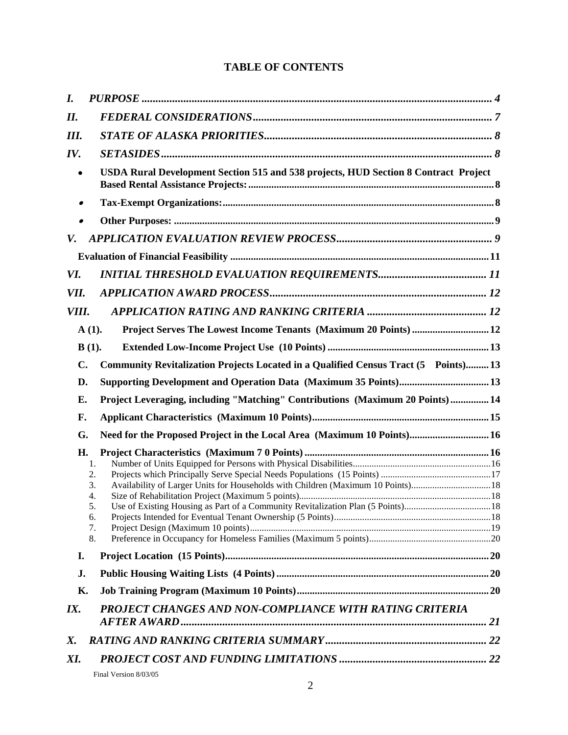# TABLE OF CONTENTS

*I.* *PURPOSE* ........................................................................................................................... *4*

*II.* *FEDERAL CONSIDERATIONS* ..................................................................................... *7*

*III.* *STATE OF ALASKA PRIORITIES* ................................................................................. *8*

*IV.* *SETASIDES* ....................................................................................................................... *8*

- **USDA Rural Development Section 515 and 538 projects, HUD Section 8 Contract Project Based Rental Assistance Projects:** ............................................................................................. **8**
- **Tax-Exempt Organizations:** ......................................................................................................... **8**
- **Other Purposes:** ........................................................................................................................... **9**

*V.* *APPLICATION EVALUATION REVIEW PROCESS* ....................................................... *9*

**Evaluation of Financial Feasibility** ................................................................................................... **11**

*VI.* *INITIAL THRESHOLD EVALUATION REQUIREMENTS* ....................................... *11*

*VII.* *APPLICATION AWARD PROCESS* ............................................................................ *12*

*VIII.* *APPLICATION RATING AND RANKING CRITERIA* ........................................... *12*

**A (1).** **Project Serves The Lowest Income Tenants (Maximum 20 Points)** ............................. **12**

**B (1).** **Extended Low-Income Project Use (10 Points)** ............................................................. **13**

**C.** **Community Revitalization Projects Located in a Qualified Census Tract (5 Points)** ......... **13**

**D.** **Supporting Development and Operation Data (Maximum 35 Points)** ................................. **13**

**E.** **Project Leveraging, including "Matching" Contributions (Maximum 20 Points)** ............... **14**

**F.** **Applicant Characteristics (Maximum 10 Points)** ................................................................... **15**

**G.** **Need for the Proposed Project in the Local Area (Maximum 10 Points)** ............................. **16**

**H.** **Project Characteristics (Maximum 7 0 Points)** ...................................................................... **16**

1. Number of Units Equipped for Persons with Physical Disabilities ......................................................... 16
2. Projects which Principally Serve Special Needs Populations (15 Points) .............................................. 17
3. Availability of Larger Units for Households with Children (Maximum 10 Points) ................................. 18
4. Size of Rehabilitation Project (Maximum 5 points) ................................................................................ 18
5. Use of Existing Housing as Part of a Community Revitalization Plan (5 Points) .................................... 18
6. Projects Intended for Eventual Tenant Ownership (5 Points) ................................................................. 18
7. Project Design (Maximum 10 points) .................................................................................................... 19
8. Preference in Occupancy for Homeless Families (Maximum 5 points) ................................................. 20

**I.** **Project Location (15 Points)** ................................................................................................... **20**

**J.** **Public Housing Waiting Lists (4 Points)** ................................................................................. **20**

**K.** **Job Training Program (Maximum 10 Points)** ......................................................................... **20**

*IX.* *PROJECT CHANGES AND NON-COMPLIANCE WITH RATING CRITERIA AFTER AWARD* ............................................................................................................. *21*

*X.* *RATING AND RANKING CRITERIA SUMMARY* ......................................................... *22*

*XI.* *PROJECT COST AND FUNDING LIMITATIONS* ......................................................... *22*

Final Version 8/03/05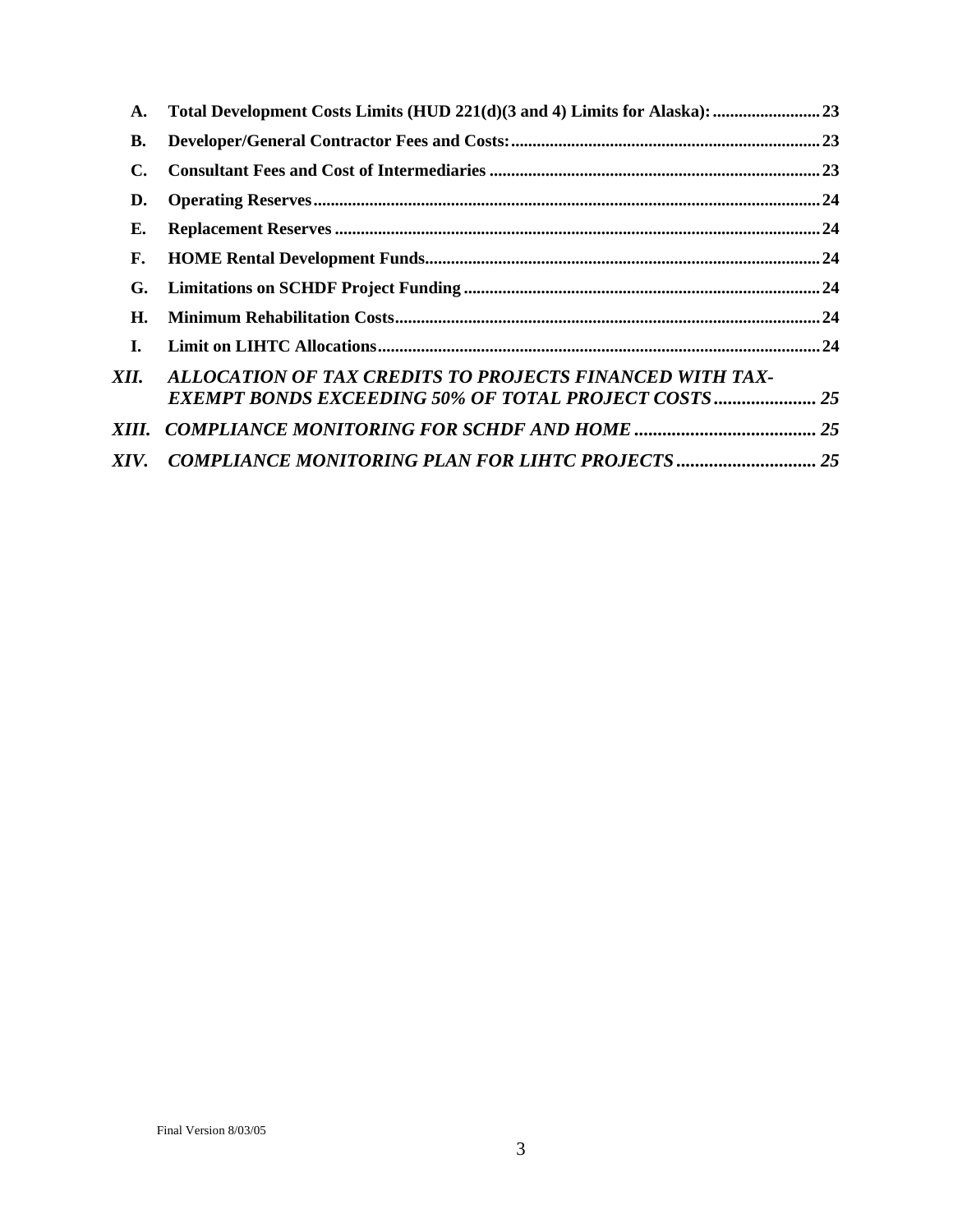**A. Total Development Costs Limits (HUD 221(d)(3 and 4) Limits for Alaska): ......................... 23**

**B. Developer/General Contractor Fees and Costs: ........................................................................ 23**

**C. Consultant Fees and Cost of Intermediaries ............................................................................. 23**

**D. Operating Reserves ...................................................................................................................... 24**

**E. Replacement Reserves ................................................................................................................. 24**

**F. HOME Rental Development Funds ............................................................................................ 24**

**G. Limitations on SCHDF Project Funding .................................................................................. 24**

**H. Minimum Rehabilitation Costs ................................................................................................... 24**

**I. Limit on LIHTC Allocations ....................................................................................................... 24**

***XII. ALLOCATION OF TAX CREDITS TO PROJECTS FINANCED WITH TAX-EXEMPT BONDS EXCEEDING 50% OF TOTAL PROJECT COSTS ...................... 25***

***XIII. COMPLIANCE MONITORING FOR SCHDF AND HOME ....................................... 25***

***XIV. COMPLIANCE MONITORING PLAN FOR LIHTC PROJECTS .............................. 25***

Final Version 8/03/05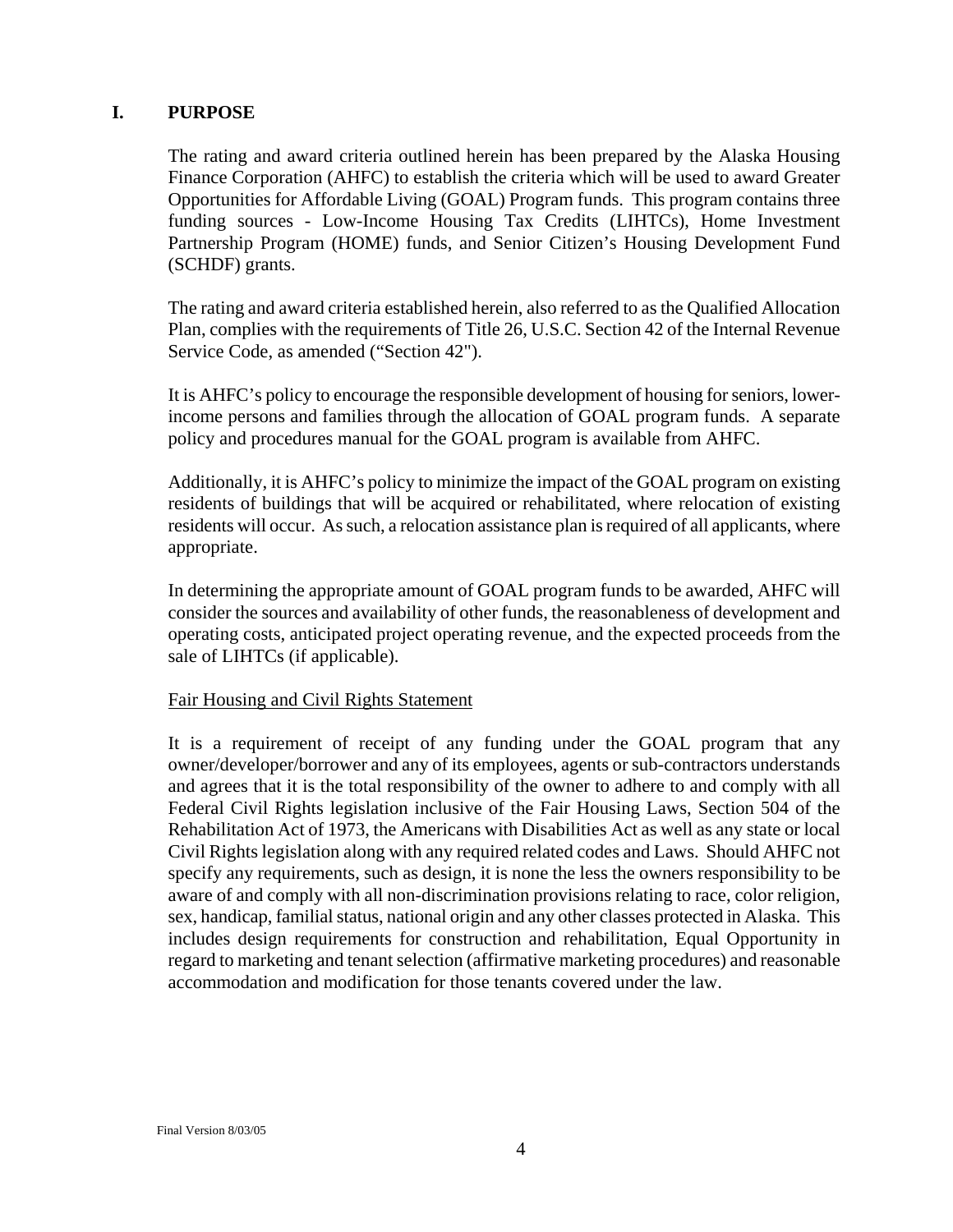## I. PURPOSE

The rating and award criteria outlined herein has been prepared by the Alaska Housing Finance Corporation (AHFC) to establish the criteria which will be used to award Greater Opportunities for Affordable Living (GOAL) Program funds. This program contains three funding sources - Low-Income Housing Tax Credits (LIHTCs), Home Investment Partnership Program (HOME) funds, and Senior Citizen's Housing Development Fund (SCHDF) grants.

The rating and award criteria established herein, also referred to as the Qualified Allocation Plan, complies with the requirements of Title 26, U.S.C. Section 42 of the Internal Revenue Service Code, as amended ("Section 42").

It is AHFC's policy to encourage the responsible development of housing for seniors, lower-income persons and families through the allocation of GOAL program funds. A separate policy and procedures manual for the GOAL program is available from AHFC.

Additionally, it is AHFC's policy to minimize the impact of the GOAL program on existing residents of buildings that will be acquired or rehabilitated, where relocation of existing residents will occur. As such, a relocation assistance plan is required of all applicants, where appropriate.

In determining the appropriate amount of GOAL program funds to be awarded, AHFC will consider the sources and availability of other funds, the reasonableness of development and operating costs, anticipated project operating revenue, and the expected proceeds from the sale of LIHTCs (if applicable).

Fair Housing and Civil Rights Statement

It is a requirement of receipt of any funding under the GOAL program that any owner/developer/borrower and any of its employees, agents or sub-contractors understands and agrees that it is the total responsibility of the owner to adhere to and comply with all Federal Civil Rights legislation inclusive of the Fair Housing Laws, Section 504 of the Rehabilitation Act of 1973, the Americans with Disabilities Act as well as any state or local Civil Rights legislation along with any required related codes and Laws. Should AHFC not specify any requirements, such as design, it is none the less the owners responsibility to be aware of and comply with all non-discrimination provisions relating to race, color religion, sex, handicap, familial status, national origin and any other classes protected in Alaska. This includes design requirements for construction and rehabilitation, Equal Opportunity in regard to marketing and tenant selection (affirmative marketing procedures) and reasonable accommodation and modification for those tenants covered under the law.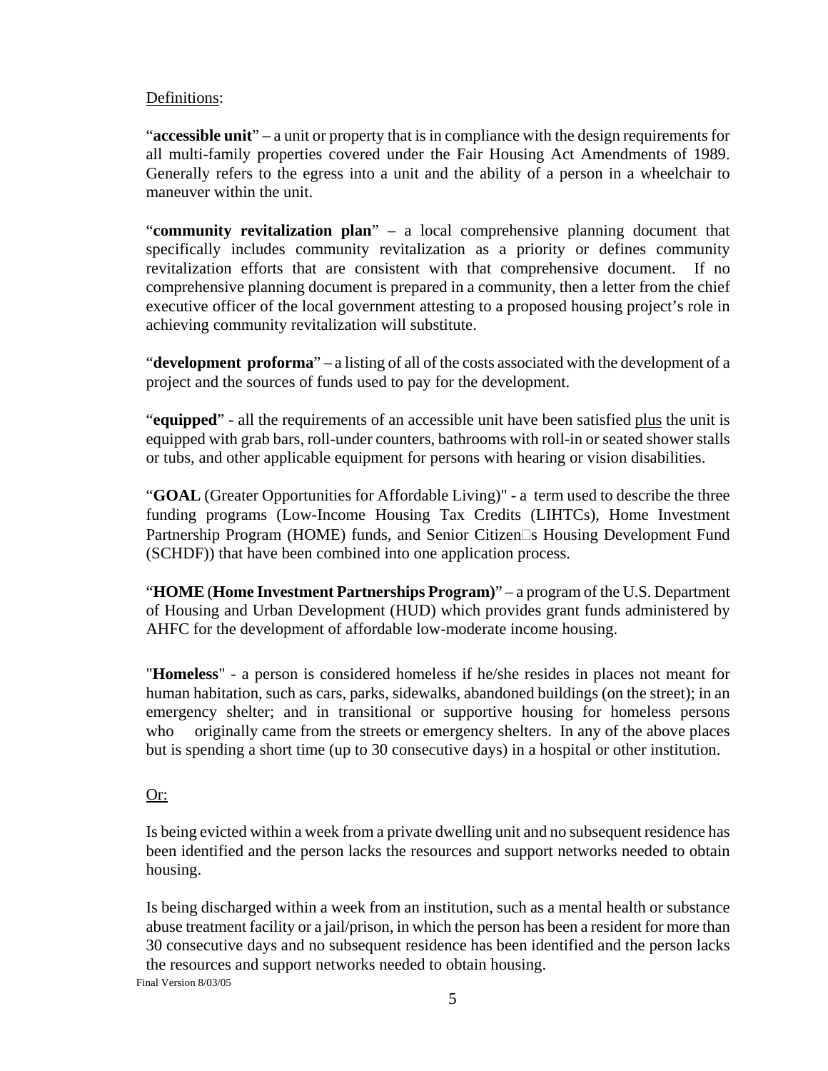Definitions:

"**accessible unit**" – a unit or property that is in compliance with the design requirements for all multi-family properties covered under the Fair Housing Act Amendments of 1989. Generally refers to the egress into a unit and the ability of a person in a wheelchair to maneuver within the unit.

"**community revitalization plan**" – a local comprehensive planning document that specifically includes community revitalization as a priority or defines community revitalization efforts that are consistent with that comprehensive document. If no comprehensive planning document is prepared in a community, then a letter from the chief executive officer of the local government attesting to a proposed housing project's role in achieving community revitalization will substitute.

"**development proforma**" – a listing of all of the costs associated with the development of a project and the sources of funds used to pay for the development.

"**equipped**" - all the requirements of an accessible unit have been satisfied plus the unit is equipped with grab bars, roll-under counters, bathrooms with roll-in or seated shower stalls or tubs, and other applicable equipment for persons with hearing or vision disabilities.

"**GOAL** (Greater Opportunities for Affordable Living)" - a term used to describe the three funding programs (Low-Income Housing Tax Credits (LIHTCs), Home Investment Partnership Program (HOME) funds, and Senior Citizen□s Housing Development Fund (SCHDF)) that have been combined into one application process.

"**HOME** (**Home Investment Partnerships Program)**" – a program of the U.S. Department of Housing and Urban Development (HUD) which provides grant funds administered by AHFC for the development of affordable low-moderate income housing.

"**Homeless**" - a person is considered homeless if he/she resides in places not meant for human habitation, such as cars, parks, sidewalks, abandoned buildings (on the street); in an emergency shelter; and in transitional or supportive housing for homeless persons who originally came from the streets or emergency shelters. In any of the above places but is spending a short time (up to 30 consecutive days) in a hospital or other institution.

Or:

Is being evicted within a week from a private dwelling unit and no subsequent residence has been identified and the person lacks the resources and support networks needed to obtain housing.

Is being discharged within a week from an institution, such as a mental health or substance abuse treatment facility or a jail/prison, in which the person has been a resident for more than 30 consecutive days and no subsequent residence has been identified and the person lacks the resources and support networks needed to obtain housing.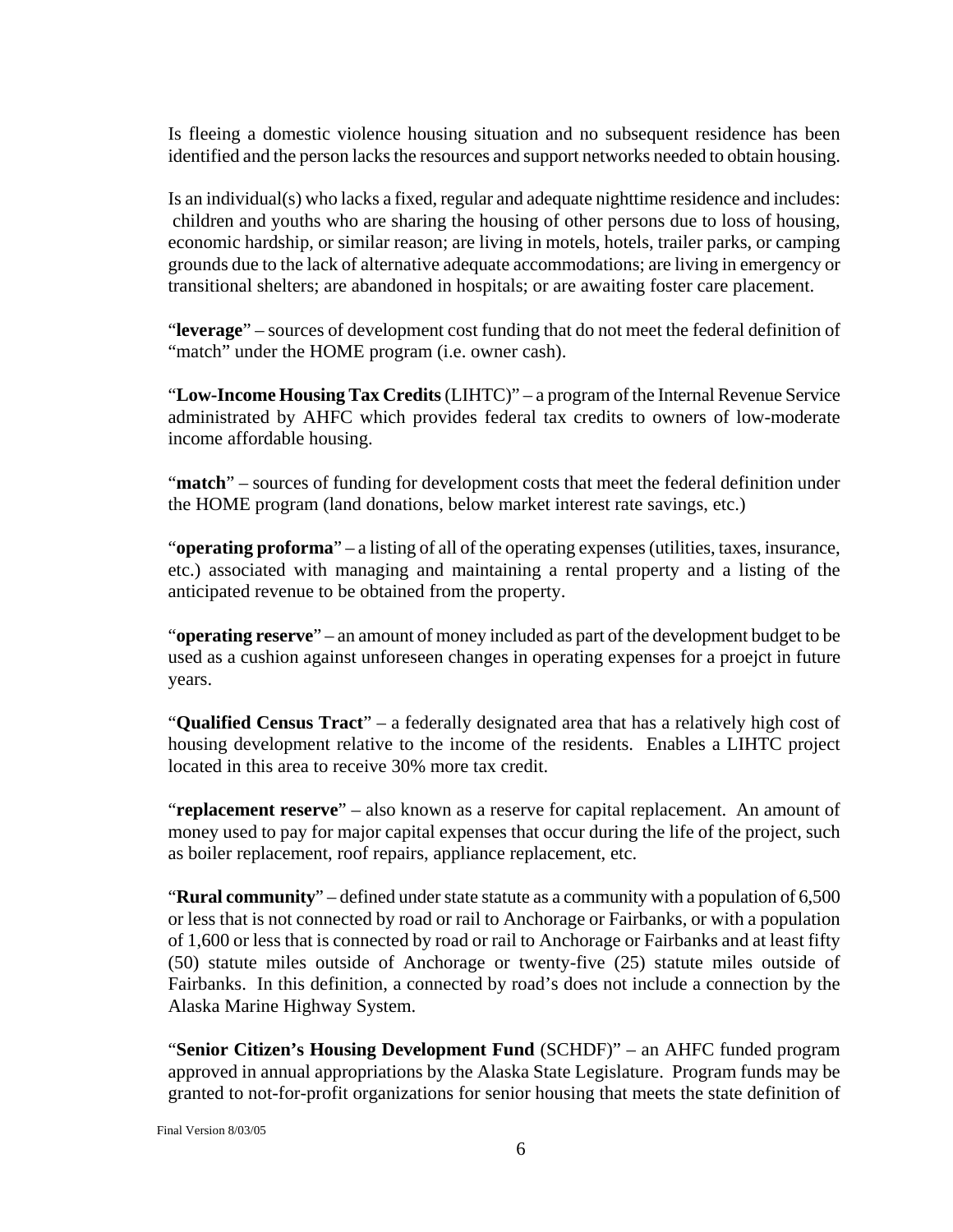Is fleeing a domestic violence housing situation and no subsequent residence has been identified and the person lacks the resources and support networks needed to obtain housing.

Is an individual(s) who lacks a fixed, regular and adequate nighttime residence and includes: children and youths who are sharing the housing of other persons due to loss of housing, economic hardship, or similar reason; are living in motels, hotels, trailer parks, or camping grounds due to the lack of alternative adequate accommodations; are living in emergency or transitional shelters; are abandoned in hospitals; or are awaiting foster care placement.

"**leverage**" – sources of development cost funding that do not meet the federal definition of "match" under the HOME program (i.e. owner cash).

"**Low-Income Housing Tax Credits** (LIHTC)" – a program of the Internal Revenue Service administrated by AHFC which provides federal tax credits to owners of low-moderate income affordable housing.

"**match**" – sources of funding for development costs that meet the federal definition under the HOME program (land donations, below market interest rate savings, etc.)

"**operating proforma**" – a listing of all of the operating expenses (utilities, taxes, insurance, etc.) associated with managing and maintaining a rental property and a listing of the anticipated revenue to be obtained from the property.

"**operating reserve**" – an amount of money included as part of the development budget to be used as a cushion against unforeseen changes in operating expenses for a proejct in future years.

"**Qualified Census Tract**" – a federally designated area that has a relatively high cost of housing development relative to the income of the residents. Enables a LIHTC project located in this area to receive 30% more tax credit.

"**replacement reserve**" – also known as a reserve for capital replacement. An amount of money used to pay for major capital expenses that occur during the life of the project, such as boiler replacement, roof repairs, appliance replacement, etc.

"**Rural community**" – defined under state statute as a community with a population of 6,500 or less that is not connected by road or rail to Anchorage or Fairbanks, or with a population of 1,600 or less that is connected by road or rail to Anchorage or Fairbanks and at least fifty (50) statute miles outside of Anchorage or twenty-five (25) statute miles outside of Fairbanks. In this definition, a connected by road's does not include a connection by the Alaska Marine Highway System.

"**Senior Citizen's Housing Development Fund** (SCHDF)" – an AHFC funded program approved in annual appropriations by the Alaska State Legislature. Program funds may be granted to not-for-profit organizations for senior housing that meets the state definition of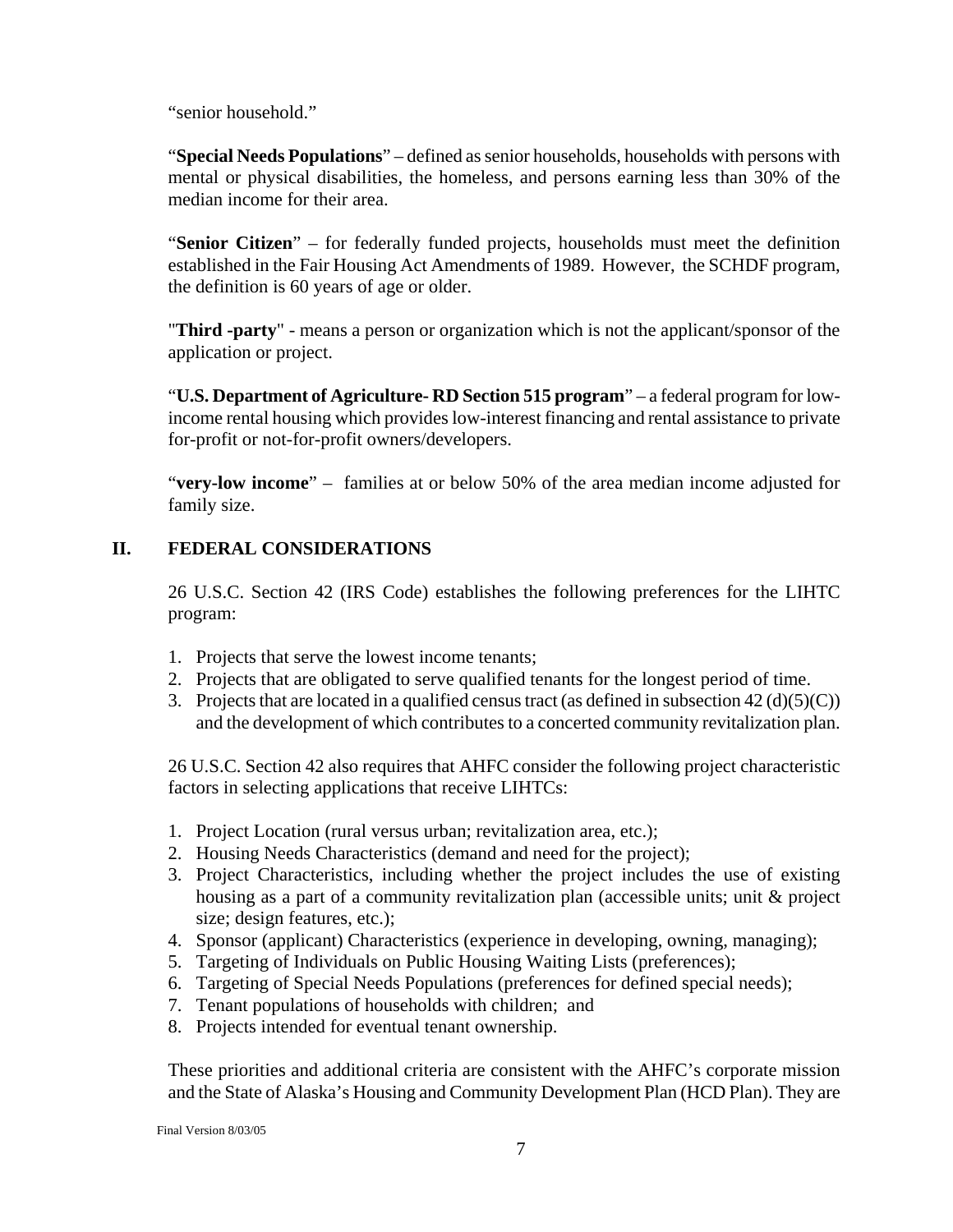"senior household."

"**Special Needs Populations**" – defined as senior households, households with persons with mental or physical disabilities, the homeless, and persons earning less than 30% of the median income for their area.

"**Senior Citizen**" – for federally funded projects, households must meet the definition established in the Fair Housing Act Amendments of 1989. However, the SCHDF program, the definition is 60 years of age or older.

"**Third -party**" - means a person or organization which is not the applicant/sponsor of the application or project.

"**U.S. Department of Agriculture- RD Section 515 program**" – a federal program for low-income rental housing which provides low-interest financing and rental assistance to private for-profit or not-for-profit owners/developers.

"**very-low income**" – families at or below 50% of the area median income adjusted for family size.

## II. FEDERAL CONSIDERATIONS

26 U.S.C. Section 42 (IRS Code) establishes the following preferences for the LIHTC program:

1. Projects that serve the lowest income tenants;
2. Projects that are obligated to serve qualified tenants for the longest period of time.
3. Projects that are located in a qualified census tract (as defined in subsection 42 (d)(5)(C)) and the development of which contributes to a concerted community revitalization plan.

26 U.S.C. Section 42 also requires that AHFC consider the following project characteristic factors in selecting applications that receive LIHTCs:

1. Project Location (rural versus urban; revitalization area, etc.);
2. Housing Needs Characteristics (demand and need for the project);
3. Project Characteristics, including whether the project includes the use of existing housing as a part of a community revitalization plan (accessible units; unit & project size; design features, etc.);
4. Sponsor (applicant) Characteristics (experience in developing, owning, managing);
5. Targeting of Individuals on Public Housing Waiting Lists (preferences);
6. Targeting of Special Needs Populations (preferences for defined special needs);
7. Tenant populations of households with children; and
8. Projects intended for eventual tenant ownership.

These priorities and additional criteria are consistent with the AHFC's corporate mission and the State of Alaska's Housing and Community Development Plan (HCD Plan). They are

Final Version 8/03/05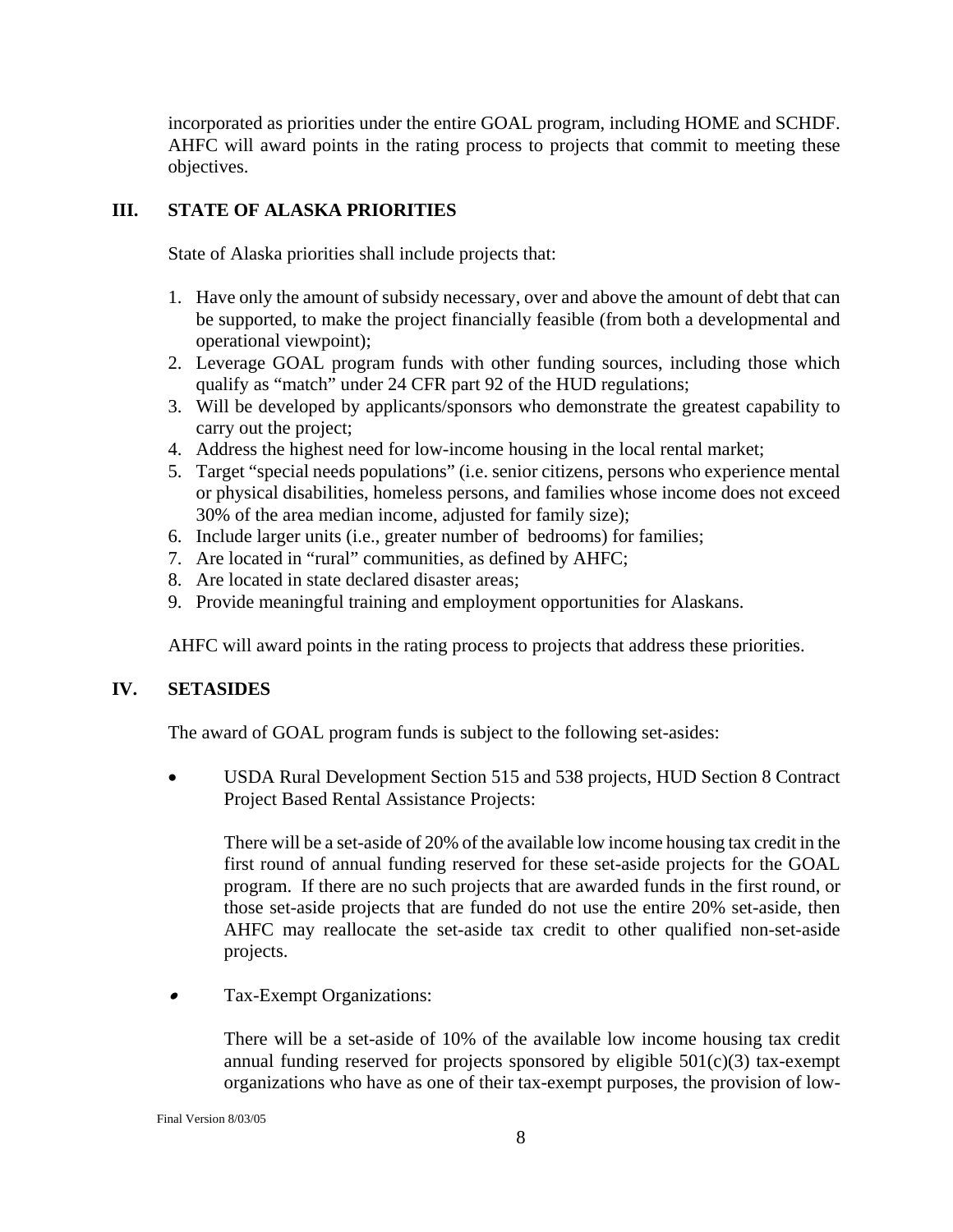incorporated as priorities under the entire GOAL program, including HOME and SCHDF. AHFC will award points in the rating process to projects that commit to meeting these objectives.

## III. STATE OF ALASKA PRIORITIES

State of Alaska priorities shall include projects that:

1. Have only the amount of subsidy necessary, over and above the amount of debt that can be supported, to make the project financially feasible (from both a developmental and operational viewpoint);
2. Leverage GOAL program funds with other funding sources, including those which qualify as "match" under 24 CFR part 92 of the HUD regulations;
3. Will be developed by applicants/sponsors who demonstrate the greatest capability to carry out the project;
4. Address the highest need for low-income housing in the local rental market;
5. Target "special needs populations" (i.e. senior citizens, persons who experience mental or physical disabilities, homeless persons, and families whose income does not exceed 30% of the area median income, adjusted for family size);
6. Include larger units (i.e., greater number of bedrooms) for families;
7. Are located in "rural" communities, as defined by AHFC;
8. Are located in state declared disaster areas;
9. Provide meaningful training and employment opportunities for Alaskans.

AHFC will award points in the rating process to projects that address these priorities.

## IV. SETASIDES

The award of GOAL program funds is subject to the following set-asides:

- USDA Rural Development Section 515 and 538 projects, HUD Section 8 Contract Project Based Rental Assistance Projects:

  There will be a set-aside of 20% of the available low income housing tax credit in the first round of annual funding reserved for these set-aside projects for the GOAL program. If there are no such projects that are awarded funds in the first round, or those set-aside projects that are funded do not use the entire 20% set-aside, then AHFC may reallocate the set-aside tax credit to other qualified non-set-aside projects.

- Tax-Exempt Organizations:

  There will be a set-aside of 10% of the available low income housing tax credit annual funding reserved for projects sponsored by eligible 501(c)(3) tax-exempt organizations who have as one of their tax-exempt purposes, the provision of low-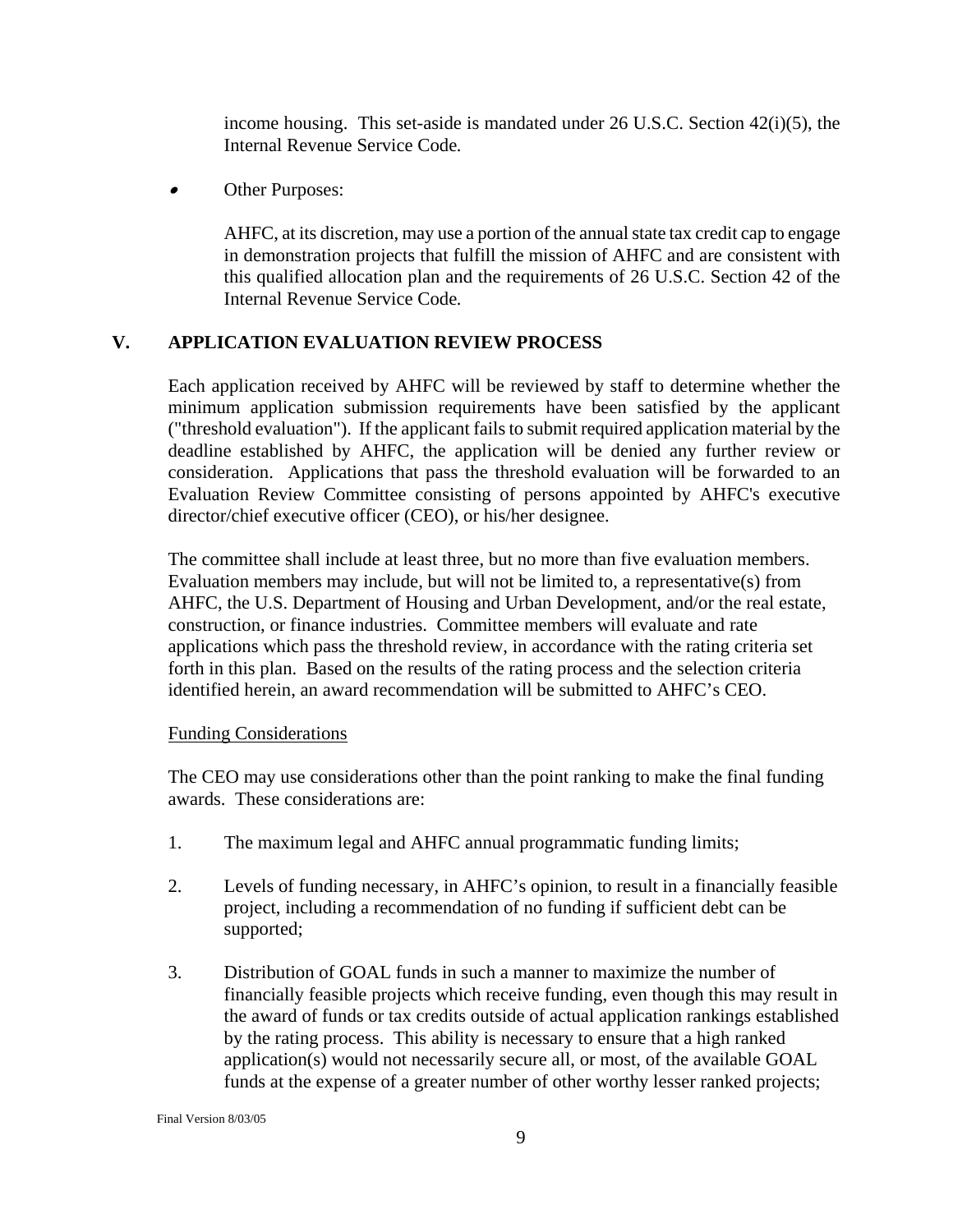income housing. This set-aside is mandated under 26 U.S.C. Section 42(i)(5), the Internal Revenue Service Code.

- Other Purposes:

  AHFC, at its discretion, may use a portion of the annual state tax credit cap to engage in demonstration projects that fulfill the mission of AHFC and are consistent with this qualified allocation plan and the requirements of 26 U.S.C. Section 42 of the Internal Revenue Service Code.

## V. APPLICATION EVALUATION REVIEW PROCESS

Each application received by AHFC will be reviewed by staff to determine whether the minimum application submission requirements have been satisfied by the applicant ("threshold evaluation"). If the applicant fails to submit required application material by the deadline established by AHFC, the application will be denied any further review or consideration. Applications that pass the threshold evaluation will be forwarded to an Evaluation Review Committee consisting of persons appointed by AHFC's executive director/chief executive officer (CEO), or his/her designee.

The committee shall include at least three, but no more than five evaluation members. Evaluation members may include, but will not be limited to, a representative(s) from AHFC, the U.S. Department of Housing and Urban Development, and/or the real estate, construction, or finance industries. Committee members will evaluate and rate applications which pass the threshold review, in accordance with the rating criteria set forth in this plan. Based on the results of the rating process and the selection criteria identified herein, an award recommendation will be submitted to AHFC's CEO.

Funding Considerations

The CEO may use considerations other than the point ranking to make the final funding awards. These considerations are:

1. The maximum legal and AHFC annual programmatic funding limits;

2. Levels of funding necessary, in AHFC's opinion, to result in a financially feasible project, including a recommendation of no funding if sufficient debt can be supported;

3. Distribution of GOAL funds in such a manner to maximize the number of financially feasible projects which receive funding, even though this may result in the award of funds or tax credits outside of actual application rankings established by the rating process. This ability is necessary to ensure that a high ranked application(s) would not necessarily secure all, or most, of the available GOAL funds at the expense of a greater number of other worthy lesser ranked projects;

Final Version 8/03/05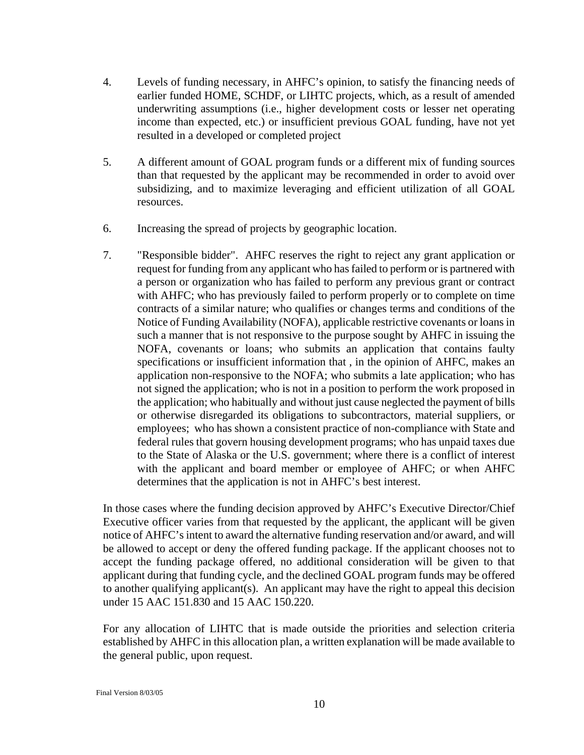4. Levels of funding necessary, in AHFC's opinion, to satisfy the financing needs of earlier funded HOME, SCHDF, or LIHTC projects, which, as a result of amended underwriting assumptions (i.e., higher development costs or lesser net operating income than expected, etc.) or insufficient previous GOAL funding, have not yet resulted in a developed or completed project

5. A different amount of GOAL program funds or a different mix of funding sources than that requested by the applicant may be recommended in order to avoid over subsidizing, and to maximize leveraging and efficient utilization of all GOAL resources.

6. Increasing the spread of projects by geographic location.

7. "Responsible bidder". AHFC reserves the right to reject any grant application or request for funding from any applicant who has failed to perform or is partnered with a person or organization who has failed to perform any previous grant or contract with AHFC; who has previously failed to perform properly or to complete on time contracts of a similar nature; who qualifies or changes terms and conditions of the Notice of Funding Availability (NOFA), applicable restrictive covenants or loans in such a manner that is not responsive to the purpose sought by AHFC in issuing the NOFA, covenants or loans; who submits an application that contains faulty specifications or insufficient information that , in the opinion of AHFC, makes an application non-responsive to the NOFA; who submits a late application; who has not signed the application; who is not in a position to perform the work proposed in the application; who habitually and without just cause neglected the payment of bills or otherwise disregarded its obligations to subcontractors, material suppliers, or employees; who has shown a consistent practice of non-compliance with State and federal rules that govern housing development programs; who has unpaid taxes due to the State of Alaska or the U.S. government; where there is a conflict of interest with the applicant and board member or employee of AHFC; or when AHFC determines that the application is not in AHFC's best interest.

In those cases where the funding decision approved by AHFC's Executive Director/Chief Executive officer varies from that requested by the applicant, the applicant will be given notice of AHFC's intent to award the alternative funding reservation and/or award, and will be allowed to accept or deny the offered funding package. If the applicant chooses not to accept the funding package offered, no additional consideration will be given to that applicant during that funding cycle, and the declined GOAL program funds may be offered to another qualifying applicant(s). An applicant may have the right to appeal this decision under 15 AAC 151.830 and 15 AAC 150.220.

For any allocation of LIHTC that is made outside the priorities and selection criteria established by AHFC in this allocation plan, a written explanation will be made available to the general public, upon request.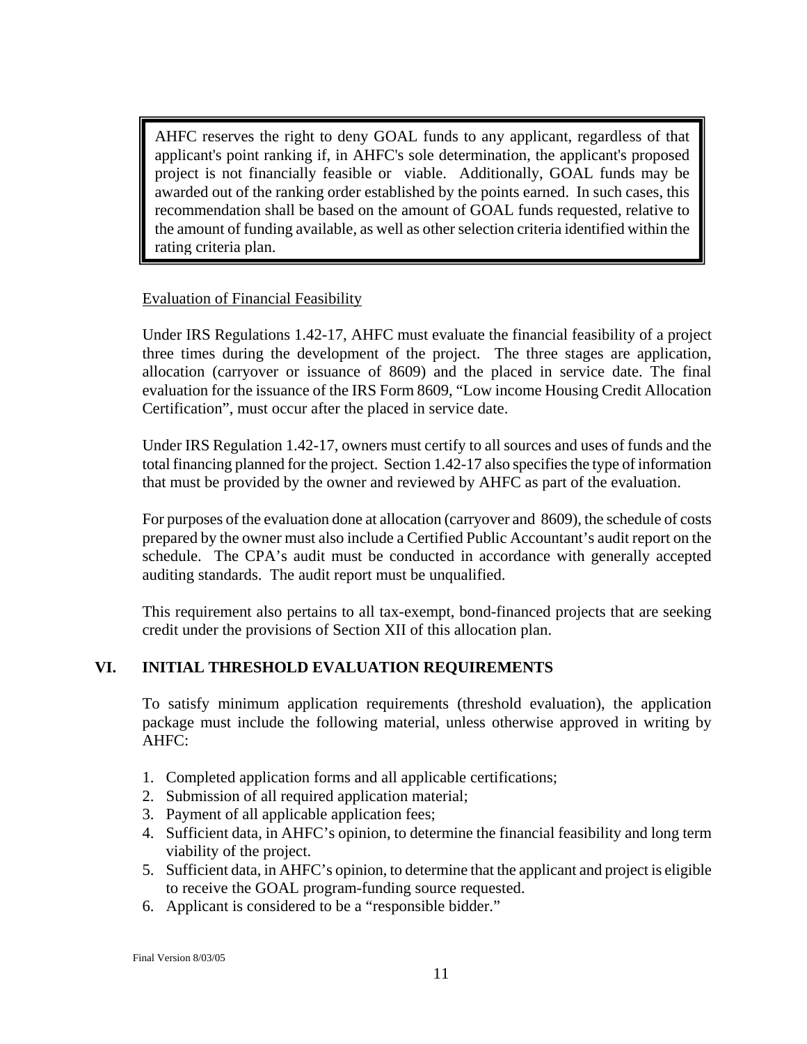> AHFC reserves the right to deny GOAL funds to any applicant, regardless of that applicant's point ranking if, in AHFC's sole determination, the applicant's proposed project is not financially feasible or viable. Additionally, GOAL funds may be awarded out of the ranking order established by the points earned. In such cases, this recommendation shall be based on the amount of GOAL funds requested, relative to the amount of funding available, as well as other selection criteria identified within the rating criteria plan.

<u>Evaluation of Financial Feasibility</u>

Under IRS Regulations 1.42-17, AHFC must evaluate the financial feasibility of a project three times during the development of the project. The three stages are application, allocation (carryover or issuance of 8609) and the placed in service date. The final evaluation for the issuance of the IRS Form 8609, "Low income Housing Credit Allocation Certification", must occur after the placed in service date.

Under IRS Regulation 1.42-17, owners must certify to all sources and uses of funds and the total financing planned for the project. Section 1.42-17 also specifies the type of information that must be provided by the owner and reviewed by AHFC as part of the evaluation.

For purposes of the evaluation done at allocation (carryover and 8609), the schedule of costs prepared by the owner must also include a Certified Public Accountant's audit report on the schedule. The CPA's audit must be conducted in accordance with generally accepted auditing standards. The audit report must be unqualified.

This requirement also pertains to all tax-exempt, bond-financed projects that are seeking credit under the provisions of Section XII of this allocation plan.

## VI. INITIAL THRESHOLD EVALUATION REQUIREMENTS

To satisfy minimum application requirements (threshold evaluation), the application package must include the following material, unless otherwise approved in writing by AHFC:

1. Completed application forms and all applicable certifications;
2. Submission of all required application material;
3. Payment of all applicable application fees;
4. Sufficient data, in AHFC's opinion, to determine the financial feasibility and long term viability of the project.
5. Sufficient data, in AHFC's opinion, to determine that the applicant and project is eligible to receive the GOAL program-funding source requested.
6. Applicant is considered to be a "responsible bidder."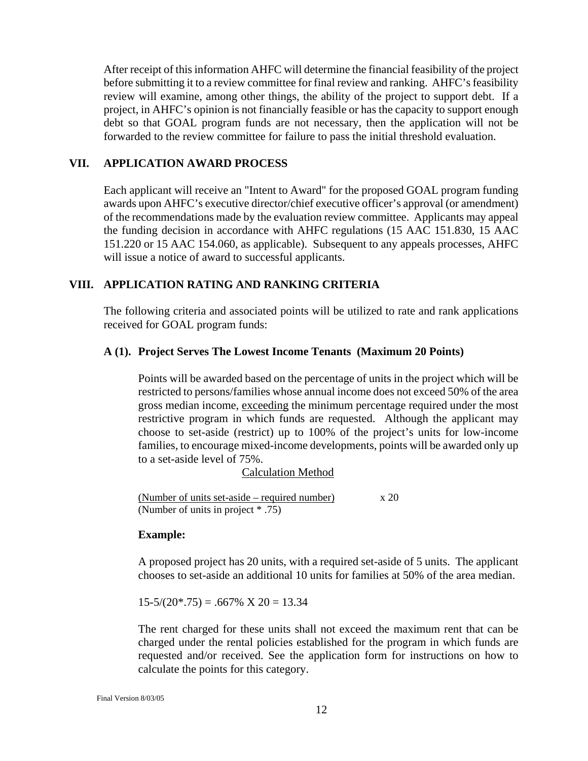After receipt of this information AHFC will determine the financial feasibility of the project before submitting it to a review committee for final review and ranking. AHFC's feasibility review will examine, among other things, the ability of the project to support debt. If a project, in AHFC's opinion is not financially feasible or has the capacity to support enough debt so that GOAL program funds are not necessary, then the application will not be forwarded to the review committee for failure to pass the initial threshold evaluation.

## VII. APPLICATION AWARD PROCESS

Each applicant will receive an "Intent to Award" for the proposed GOAL program funding awards upon AHFC's executive director/chief executive officer's approval (or amendment) of the recommendations made by the evaluation review committee. Applicants may appeal the funding decision in accordance with AHFC regulations (15 AAC 151.830, 15 AAC 151.220 or 15 AAC 154.060, as applicable). Subsequent to any appeals processes, AHFC will issue a notice of award to successful applicants.

## VIII. APPLICATION RATING AND RANKING CRITERIA

The following criteria and associated points will be utilized to rate and rank applications received for GOAL program funds:

### A (1). Project Serves The Lowest Income Tenants (Maximum 20 Points)

Points will be awarded based on the percentage of units in the project which will be restricted to persons/families whose annual income does not exceed 50% of the area gross median income, <u>exceeding</u> the minimum percentage required under the most restrictive program in which funds are requested. Although the applicant may choose to set-aside (restrict) up to 100% of the project's units for low-income families, to encourage mixed-income developments, points will be awarded only up to a set-aside level of 75%.

<u>Calculation Method</u>

$$\frac{\text{(Number of units set-aside – required number)}}{\text{(Number of units in project * .75)}} \times 20$$

**Example:**

A proposed project has 20 units, with a required set-aside of 5 units. The applicant chooses to set-aside an additional 10 units for families at 50% of the area median.

15-5/(20*.75) = .667% X 20 = 13.34

The rent charged for these units shall not exceed the maximum rent that can be charged under the rental policies established for the program in which funds are requested and/or received. See the application form for instructions on how to calculate the points for this category.

Final Version 8/03/05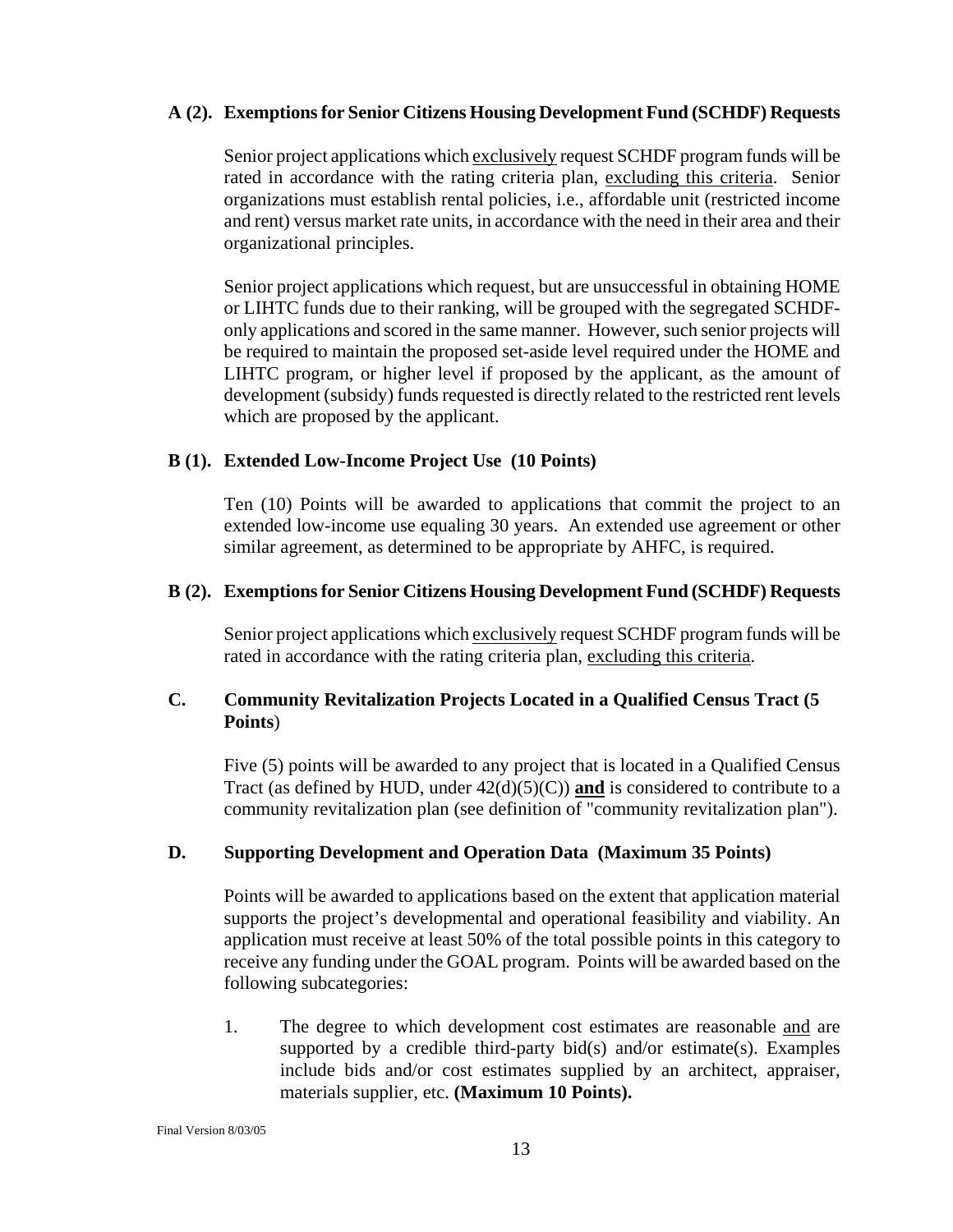### A (2). Exemptions for Senior Citizens Housing Development Fund (SCHDF) Requests

Senior project applications which exclusively request SCHDF program funds will be rated in accordance with the rating criteria plan, excluding this criteria. Senior organizations must establish rental policies, i.e., affordable unit (restricted income and rent) versus market rate units, in accordance with the need in their area and their organizational principles.

Senior project applications which request, but are unsuccessful in obtaining HOME or LIHTC funds due to their ranking, will be grouped with the segregated SCHDF-only applications and scored in the same manner. However, such senior projects will be required to maintain the proposed set-aside level required under the HOME and LIHTC program, or higher level if proposed by the applicant, as the amount of development (subsidy) funds requested is directly related to the restricted rent levels which are proposed by the applicant.

### B (1). Extended Low-Income Project Use (10 Points)

Ten (10) Points will be awarded to applications that commit the project to an extended low-income use equaling 30 years. An extended use agreement or other similar agreement, as determined to be appropriate by AHFC, is required.

### B (2). Exemptions for Senior Citizens Housing Development Fund (SCHDF) Requests

Senior project applications which exclusively request SCHDF program funds will be rated in accordance with the rating criteria plan, excluding this criteria.

### C. Community Revitalization Projects Located in a Qualified Census Tract (5 Points)

Five (5) points will be awarded to any project that is located in a Qualified Census Tract (as defined by HUD, under 42(d)(5)(C)) **and** is considered to contribute to a community revitalization plan (see definition of "community revitalization plan").

### D. Supporting Development and Operation Data (Maximum 35 Points)

Points will be awarded to applications based on the extent that application material supports the project's developmental and operational feasibility and viability. An application must receive at least 50% of the total possible points in this category to receive any funding under the GOAL program. Points will be awarded based on the following subcategories:

1. The degree to which development cost estimates are reasonable and are supported by a credible third-party bid(s) and/or estimate(s). Examples include bids and/or cost estimates supplied by an architect, appraiser, materials supplier, etc. **(Maximum 10 Points).**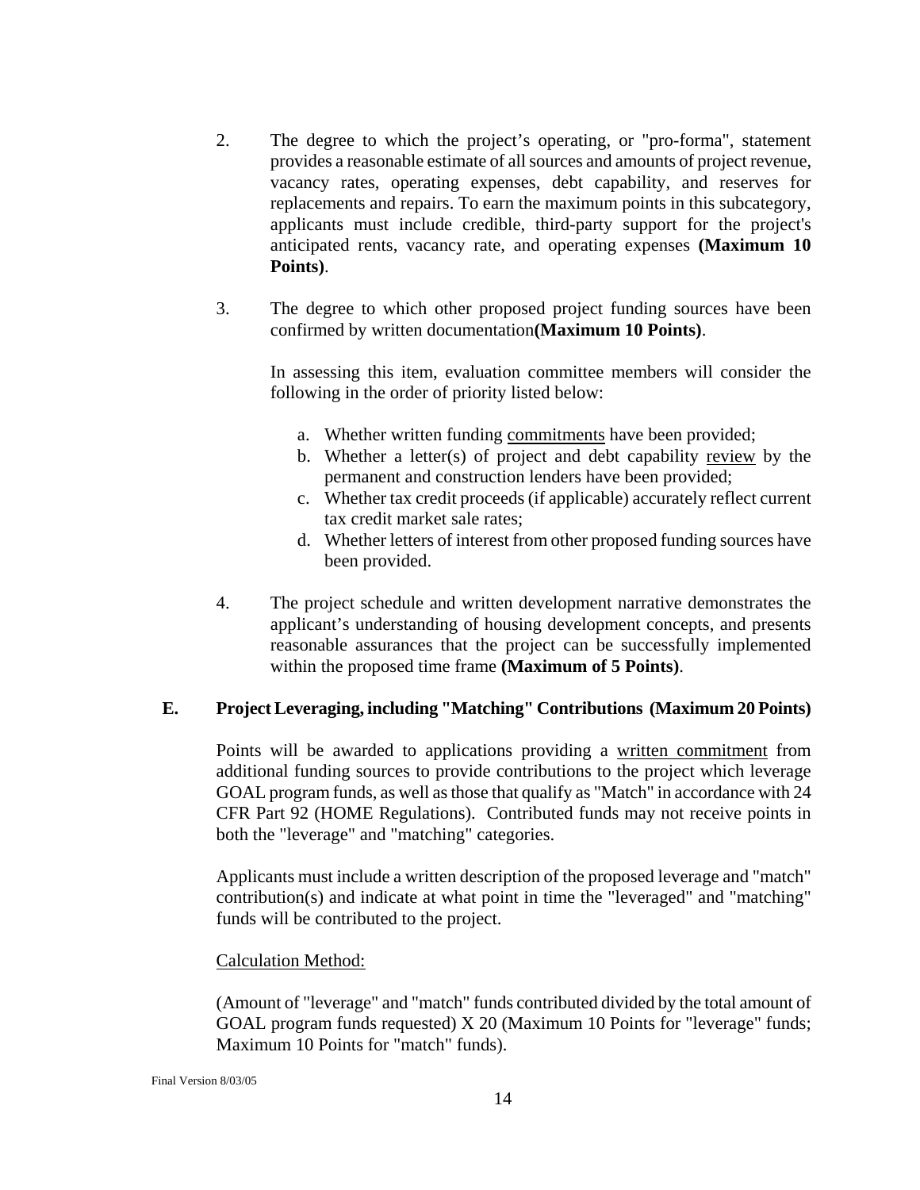2. The degree to which the project's operating, or "pro-forma", statement provides a reasonable estimate of all sources and amounts of project revenue, vacancy rates, operating expenses, debt capability, and reserves for replacements and repairs. To earn the maximum points in this subcategory, applicants must include credible, third-party support for the project's anticipated rents, vacancy rate, and operating expenses **(Maximum 10 Points)**.

3. The degree to which other proposed project funding sources have been confirmed by written documentation**(Maximum 10 Points)**.

   In assessing this item, evaluation committee members will consider the following in the order of priority listed below:

   a. Whether written funding <u>commitments</u> have been provided;
   b. Whether a letter(s) of project and debt capability <u>review</u> by the permanent and construction lenders have been provided;
   c. Whether tax credit proceeds (if applicable) accurately reflect current tax credit market sale rates;
   d. Whether letters of interest from other proposed funding sources have been provided.

4. The project schedule and written development narrative demonstrates the applicant's understanding of housing development concepts, and presents reasonable assurances that the project can be successfully implemented within the proposed time frame **(Maximum of 5 Points)**.

### E. Project Leveraging, including "Matching" Contributions (Maximum 20 Points)

Points will be awarded to applications providing a <u>written commitment</u> from additional funding sources to provide contributions to the project which leverage GOAL program funds, as well as those that qualify as "Match" in accordance with 24 CFR Part 92 (HOME Regulations). Contributed funds may not receive points in both the "leverage" and "matching" categories.

Applicants must include a written description of the proposed leverage and "match" contribution(s) and indicate at what point in time the "leveraged" and "matching" funds will be contributed to the project.

<u>Calculation Method:</u>

(Amount of "leverage" and "match" funds contributed divided by the total amount of GOAL program funds requested) X 20 (Maximum 10 Points for "leverage" funds; Maximum 10 Points for "match" funds).

Final Version 8/03/05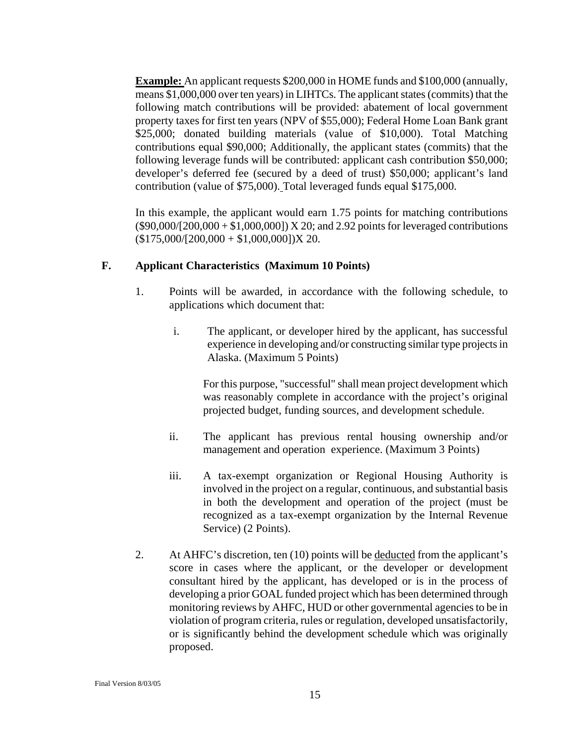**Example:** An applicant requests \$200,000 in HOME funds and \$100,000 (annually, means \$1,000,000 over ten years) in LIHTCs. The applicant states (commits) that the following match contributions will be provided: abatement of local government property taxes for first ten years (NPV of \$55,000); Federal Home Loan Bank grant \$25,000; donated building materials (value of \$10,000). Total Matching contributions equal \$90,000; Additionally, the applicant states (commits) that the following leverage funds will be contributed: applicant cash contribution \$50,000; developer's deferred fee (secured by a deed of trust) \$50,000; applicant's land contribution (value of \$75,000). Total leveraged funds equal \$175,000.

In this example, the applicant would earn 1.75 points for matching contributions (\$90,000/[200,000 + \$1,000,000]) X 20; and 2.92 points for leveraged contributions (\$175,000/[200,000 + \$1,000,000])X 20.

### F. Applicant Characteristics (Maximum 10 Points)

1. Points will be awarded, in accordance with the following schedule, to applications which document that:

   i. The applicant, or developer hired by the applicant, has successful experience in developing and/or constructing similar type projects in Alaska. (Maximum 5 Points)

      For this purpose, "successful" shall mean project development which was reasonably complete in accordance with the project's original projected budget, funding sources, and development schedule.

   ii. The applicant has previous rental housing ownership and/or management and operation experience. (Maximum 3 Points)

   iii. A tax-exempt organization or Regional Housing Authority is involved in the project on a regular, continuous, and substantial basis in both the development and operation of the project (must be recognized as a tax-exempt organization by the Internal Revenue Service) (2 Points).

2. At AHFC's discretion, ten (10) points will be deducted from the applicant's score in cases where the applicant, or the developer or development consultant hired by the applicant, has developed or is in the process of developing a prior GOAL funded project which has been determined through monitoring reviews by AHFC, HUD or other governmental agencies to be in violation of program criteria, rules or regulation, developed unsatisfactorily, or is significantly behind the development schedule which was originally proposed.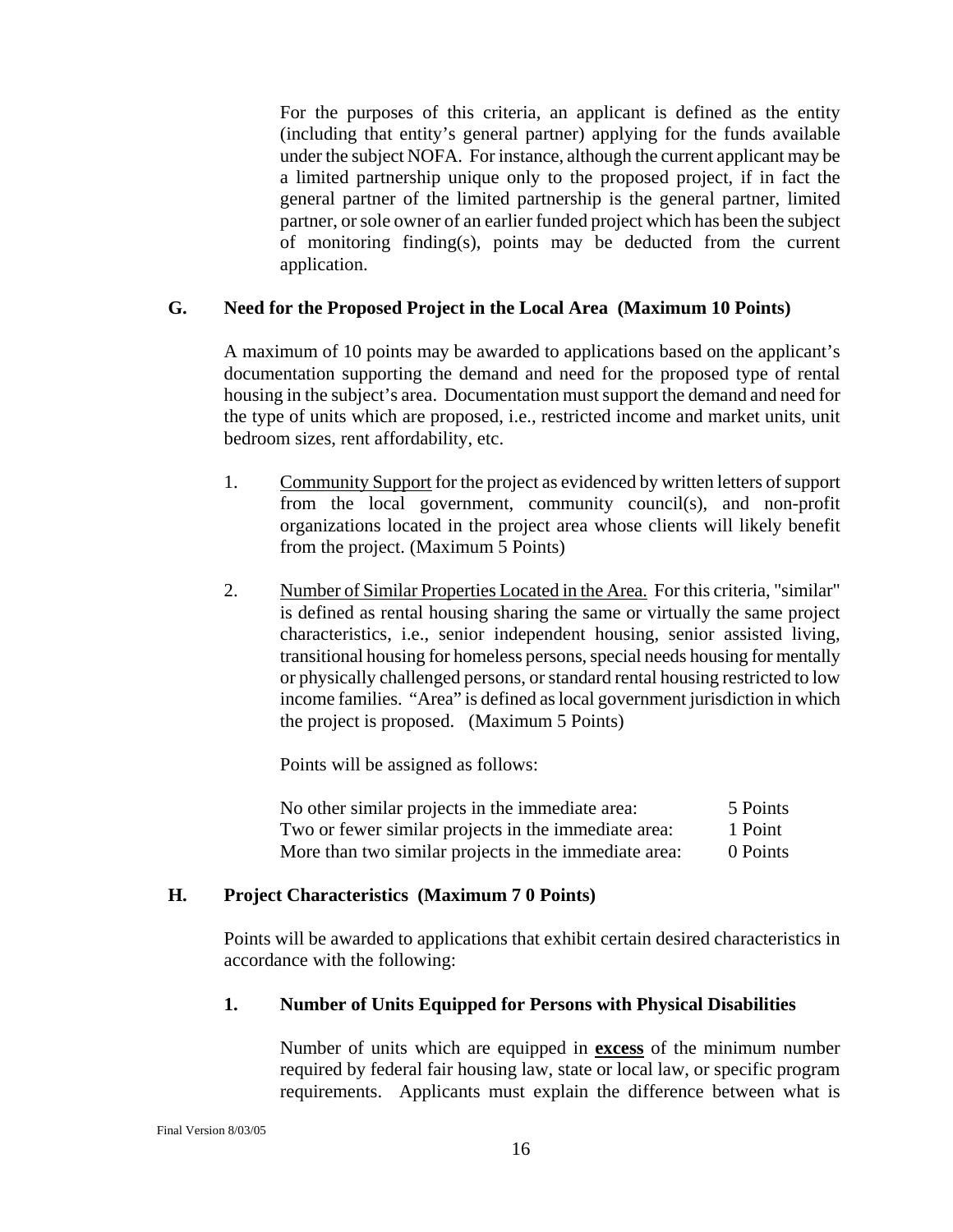For the purposes of this criteria, an applicant is defined as the entity (including that entity's general partner) applying for the funds available under the subject NOFA. For instance, although the current applicant may be a limited partnership unique only to the proposed project, if in fact the general partner of the limited partnership is the general partner, limited partner, or sole owner of an earlier funded project which has been the subject of monitoring finding(s), points may be deducted from the current application.

## G. Need for the Proposed Project in the Local Area (Maximum 10 Points)

A maximum of 10 points may be awarded to applications based on the applicant's documentation supporting the demand and need for the proposed type of rental housing in the subject's area. Documentation must support the demand and need for the type of units which are proposed, i.e., restricted income and market units, unit bedroom sizes, rent affordability, etc.

1. Community Support for the project as evidenced by written letters of support from the local government, community council(s), and non-profit organizations located in the project area whose clients will likely benefit from the project. (Maximum 5 Points)

2. Number of Similar Properties Located in the Area. For this criteria, "similar" is defined as rental housing sharing the same or virtually the same project characteristics, i.e., senior independent housing, senior assisted living, transitional housing for homeless persons, special needs housing for mentally or physically challenged persons, or standard rental housing restricted to low income families. "Area" is defined as local government jurisdiction in which the project is proposed. (Maximum 5 Points)

   Points will be assigned as follows:

| | |
|---|---|
| No other similar projects in the immediate area: | 5 Points |
| Two or fewer similar projects in the immediate area: | 1 Point |
| More than two similar projects in the immediate area: | 0 Points |

## H. Project Characteristics (Maximum 7 0 Points)

Points will be awarded to applications that exhibit certain desired characteristics in accordance with the following:

### 1. Number of Units Equipped for Persons with Physical Disabilities

Number of units which are equipped in **excess** of the minimum number required by federal fair housing law, state or local law, or specific program requirements. Applicants must explain the difference between what is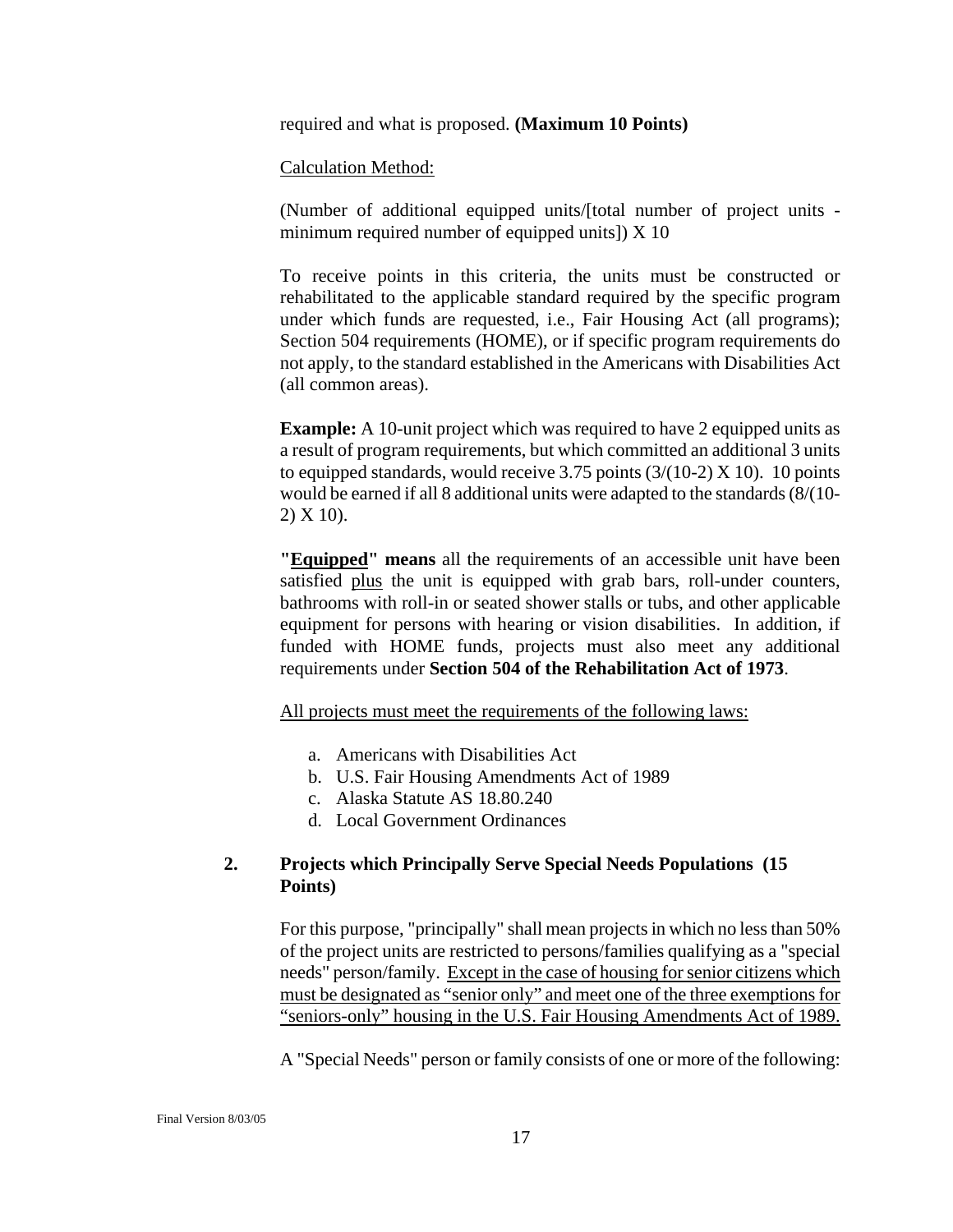required and what is proposed. **(Maximum 10 Points)**

Calculation Method:

(Number of additional equipped units/[total number of project units - minimum required number of equipped units]) X 10

To receive points in this criteria, the units must be constructed or rehabilitated to the applicable standard required by the specific program under which funds are requested, i.e., Fair Housing Act (all programs); Section 504 requirements (HOME), or if specific program requirements do not apply, to the standard established in the Americans with Disabilities Act (all common areas).

**Example:** A 10-unit project which was required to have 2 equipped units as a result of program requirements, but which committed an additional 3 units to equipped standards, would receive 3.75 points (3/(10-2) X 10). 10 points would be earned if all 8 additional units were adapted to the standards (8/(10-2) X 10).

**"Equipped" means** all the requirements of an accessible unit have been satisfied plus the unit is equipped with grab bars, roll-under counters, bathrooms with roll-in or seated shower stalls or tubs, and other applicable equipment for persons with hearing or vision disabilities. In addition, if funded with HOME funds, projects must also meet any additional requirements under **Section 504 of the Rehabilitation Act of 1973**.

All projects must meet the requirements of the following laws:

a. Americans with Disabilities Act
b. U.S. Fair Housing Amendments Act of 1989
c. Alaska Statute AS 18.80.240
d. Local Government Ordinances

**2. Projects which Principally Serve Special Needs Populations (15 Points)**

For this purpose, "principally" shall mean projects in which no less than 50% of the project units are restricted to persons/families qualifying as a "special needs" person/family. Except in the case of housing for senior citizens which must be designated as "senior only" and meet one of the three exemptions for "seniors-only" housing in the U.S. Fair Housing Amendments Act of 1989.

A "Special Needs" person or family consists of one or more of the following: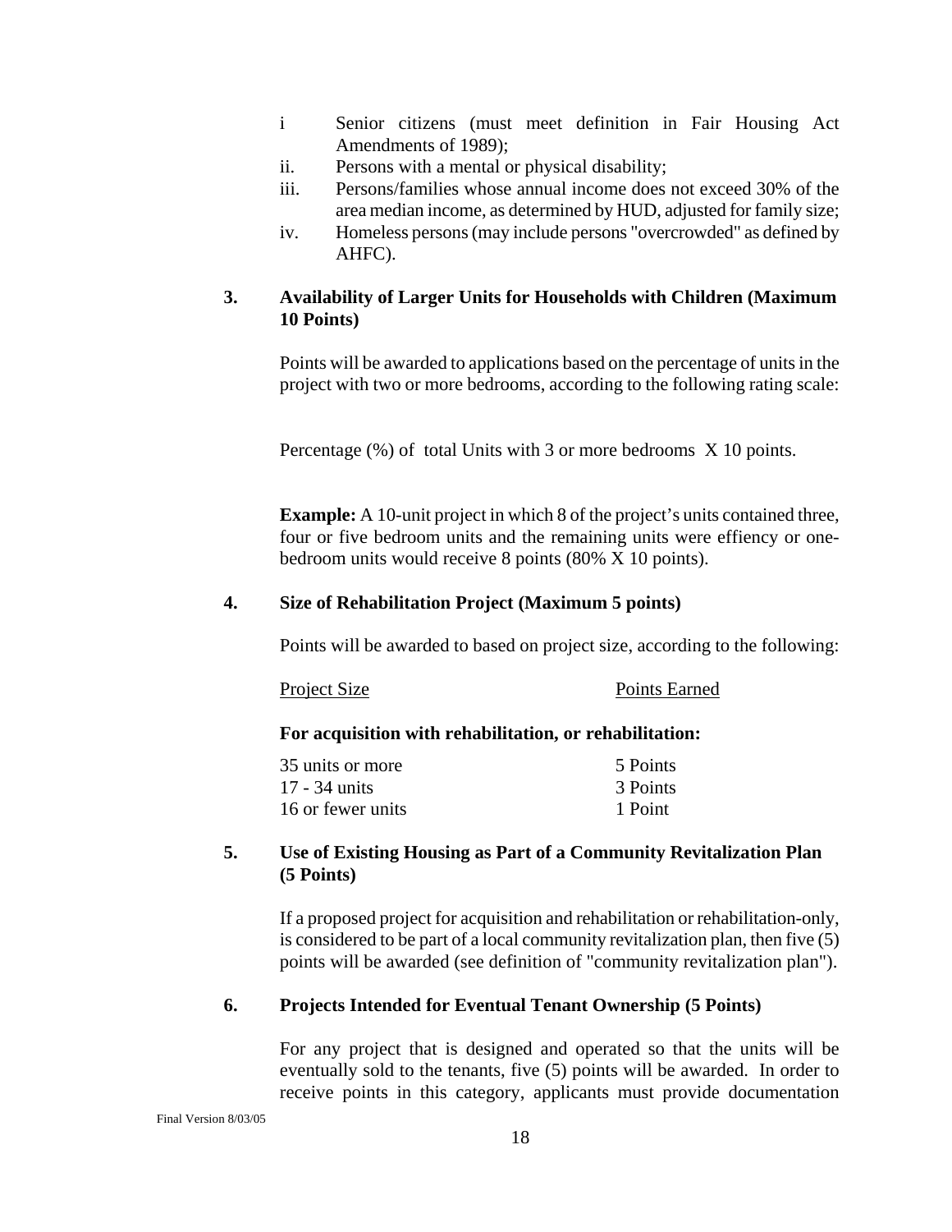i. Senior citizens (must meet definition in Fair Housing Act Amendments of 1989);
ii. Persons with a mental or physical disability;
iii. Persons/families whose annual income does not exceed 30% of the area median income, as determined by HUD, adjusted for family size;
iv. Homeless persons (may include persons "overcrowded" as defined by AHFC).

### 3. Availability of Larger Units for Households with Children (Maximum 10 Points)

Points will be awarded to applications based on the percentage of units in the project with two or more bedrooms, according to the following rating scale:

Percentage (%) of total Units with 3 or more bedrooms X 10 points.

**Example:** A 10-unit project in which 8 of the project's units contained three, four or five bedroom units and the remaining units were effiency or one-bedroom units would receive 8 points (80% X 10 points).

### 4. Size of Rehabilitation Project (Maximum 5 points)

Points will be awarded to based on project size, according to the following:

| Project Size | Points Earned |
|---|---|
| **For acquisition with rehabilitation, or rehabilitation:** | |
| 35 units or more | 5 Points |
| 17 - 34 units | 3 Points |
| 16 or fewer units | 1 Point |

### 5. Use of Existing Housing as Part of a Community Revitalization Plan (5 Points)

If a proposed project for acquisition and rehabilitation or rehabilitation-only, is considered to be part of a local community revitalization plan, then five (5) points will be awarded (see definition of "community revitalization plan").

### 6. Projects Intended for Eventual Tenant Ownership (5 Points)

For any project that is designed and operated so that the units will be eventually sold to the tenants, five (5) points will be awarded. In order to receive points in this category, applicants must provide documentation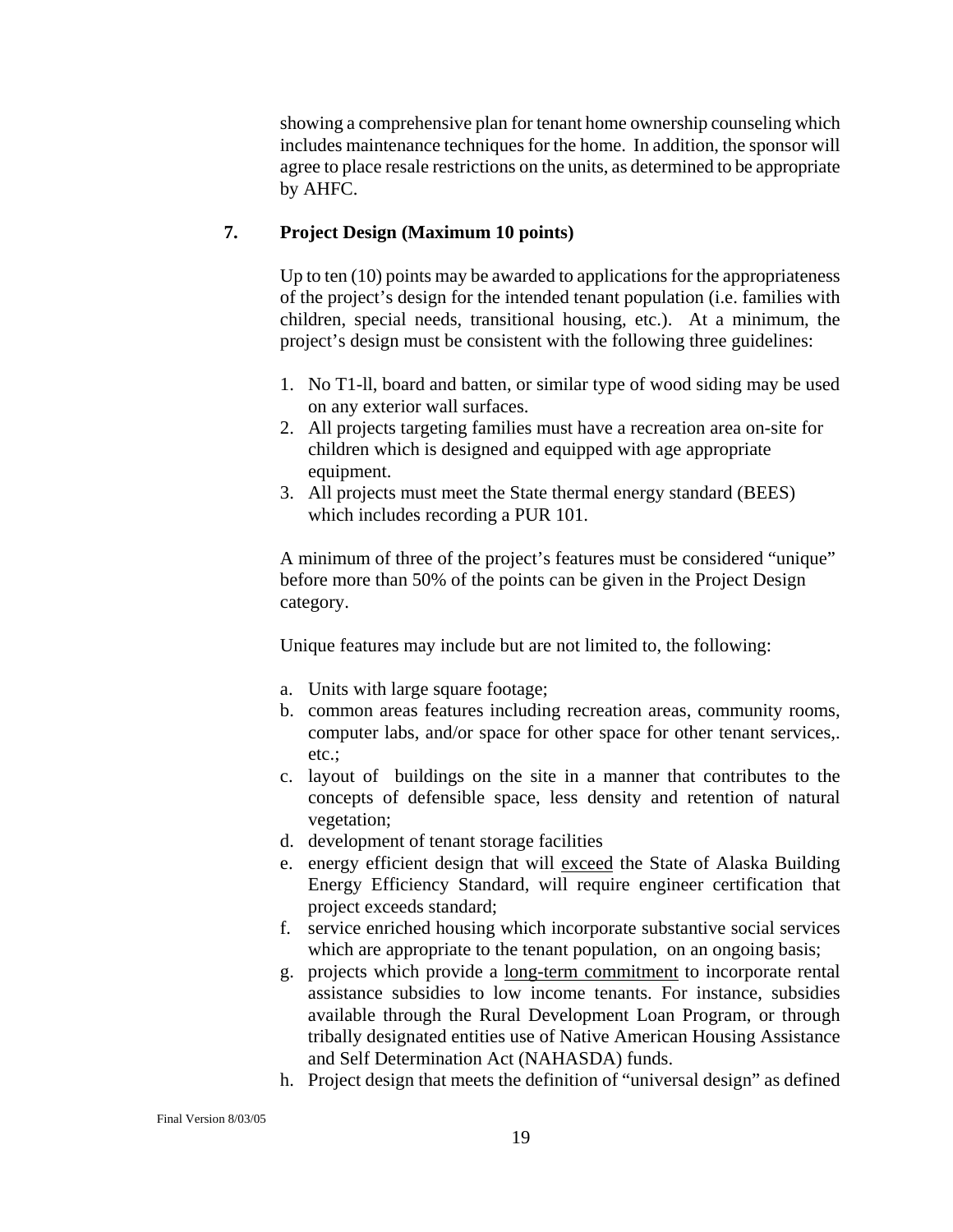showing a comprehensive plan for tenant home ownership counseling which includes maintenance techniques for the home. In addition, the sponsor will agree to place resale restrictions on the units, as determined to be appropriate by AHFC.

### 7. Project Design (Maximum 10 points)

Up to ten (10) points may be awarded to applications for the appropriateness of the project's design for the intended tenant population (i.e. families with children, special needs, transitional housing, etc.). At a minimum, the project's design must be consistent with the following three guidelines:

1. No T1-ll, board and batten, or similar type of wood siding may be used on any exterior wall surfaces.
2. All projects targeting families must have a recreation area on-site for children which is designed and equipped with age appropriate equipment.
3. All projects must meet the State thermal energy standard (BEES) which includes recording a PUR 101.

A minimum of three of the project's features must be considered "unique" before more than 50% of the points can be given in the Project Design category.

Unique features may include but are not limited to, the following:

a. Units with large square footage;
b. common areas features including recreation areas, community rooms, computer labs, and/or space for other space for other tenant services,. etc.;
c. layout of buildings on the site in a manner that contributes to the concepts of defensible space, less density and retention of natural vegetation;
d. development of tenant storage facilities
e. energy efficient design that will <u>exceed</u> the State of Alaska Building Energy Efficiency Standard, will require engineer certification that project exceeds standard;
f. service enriched housing which incorporate substantive social services which are appropriate to the tenant population, on an ongoing basis;
g. projects which provide a <u>long-term commitment</u> to incorporate rental assistance subsidies to low income tenants. For instance, subsidies available through the Rural Development Loan Program, or through tribally designated entities use of Native American Housing Assistance and Self Determination Act (NAHASDA) funds.
h. Project design that meets the definition of "universal design" as defined

Final Version 8/03/05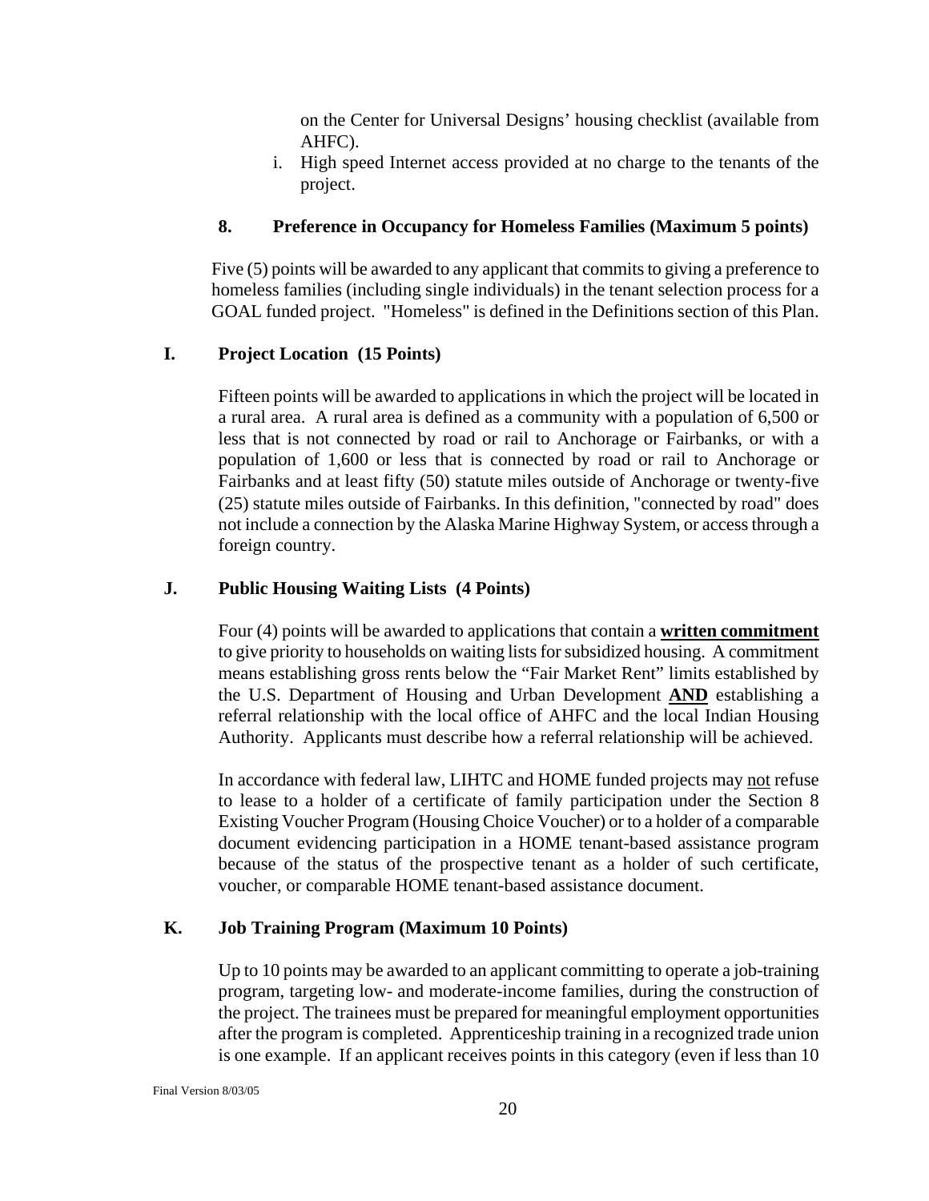on the Center for Universal Designs' housing checklist (available from AHFC).

i. High speed Internet access provided at no charge to the tenants of the project.

### 8. Preference in Occupancy for Homeless Families (Maximum 5 points)

Five (5) points will be awarded to any applicant that commits to giving a preference to homeless families (including single individuals) in the tenant selection process for a GOAL funded project. "Homeless" is defined in the Definitions section of this Plan.

## I. Project Location (15 Points)

Fifteen points will be awarded to applications in which the project will be located in a rural area. A rural area is defined as a community with a population of 6,500 or less that is not connected by road or rail to Anchorage or Fairbanks, or with a population of 1,600 or less that is connected by road or rail to Anchorage or Fairbanks and at least fifty (50) statute miles outside of Anchorage or twenty-five (25) statute miles outside of Fairbanks. In this definition, "connected by road" does not include a connection by the Alaska Marine Highway System, or access through a foreign country.

## J. Public Housing Waiting Lists (4 Points)

Four (4) points will be awarded to applications that contain a **written commitment** to give priority to households on waiting lists for subsidized housing. A commitment means establishing gross rents below the "Fair Market Rent" limits established by the U.S. Department of Housing and Urban Development **AND** establishing a referral relationship with the local office of AHFC and the local Indian Housing Authority. Applicants must describe how a referral relationship will be achieved.

In accordance with federal law, LIHTC and HOME funded projects may not refuse to lease to a holder of a certificate of family participation under the Section 8 Existing Voucher Program (Housing Choice Voucher) or to a holder of a comparable document evidencing participation in a HOME tenant-based assistance program because of the status of the prospective tenant as a holder of such certificate, voucher, or comparable HOME tenant-based assistance document.

## K. Job Training Program (Maximum 10 Points)

Up to 10 points may be awarded to an applicant committing to operate a job-training program, targeting low- and moderate-income families, during the construction of the project. The trainees must be prepared for meaningful employment opportunities after the program is completed. Apprenticeship training in a recognized trade union is one example. If an applicant receives points in this category (even if less than 10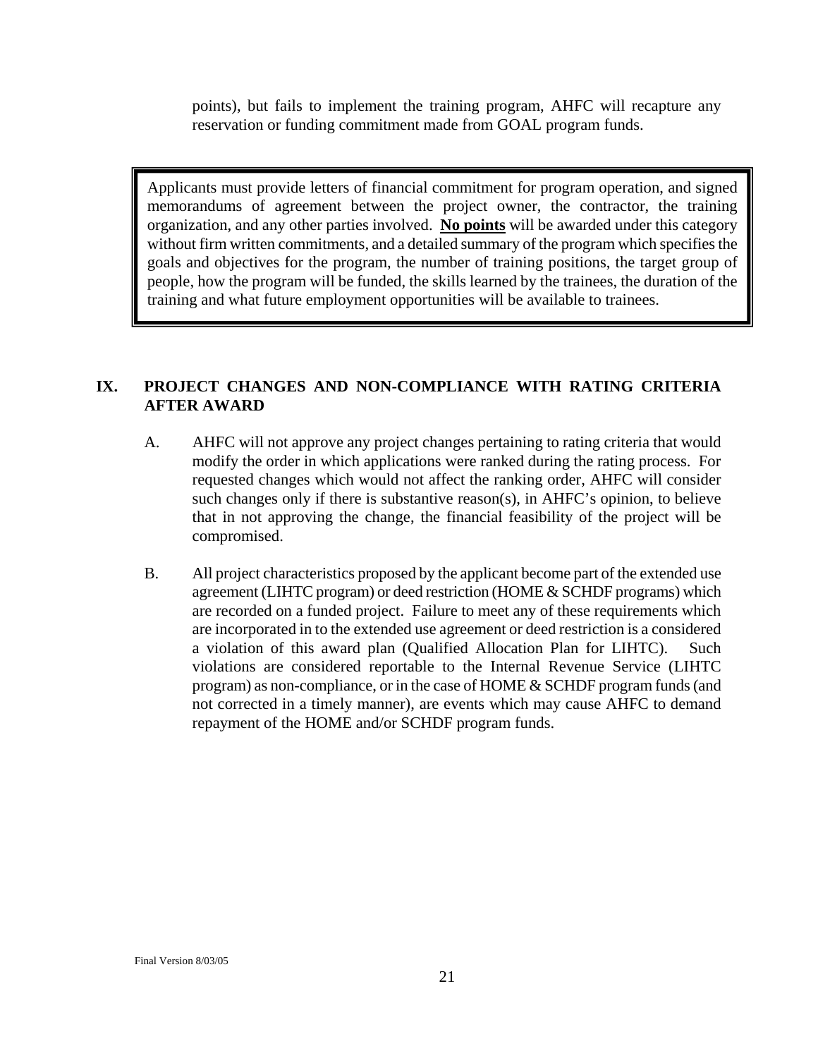points), but fails to implement the training program, AHFC will recapture any reservation or funding commitment made from GOAL program funds.

> Applicants must provide letters of financial commitment for program operation, and signed memorandums of agreement between the project owner, the contractor, the training organization, and any other parties involved. **<u>No points</u>** will be awarded under this category without firm written commitments, and a detailed summary of the program which specifies the goals and objectives for the program, the number of training positions, the target group of people, how the program will be funded, the skills learned by the trainees, the duration of the training and what future employment opportunities will be available to trainees.

## IX. PROJECT CHANGES AND NON-COMPLIANCE WITH RATING CRITERIA AFTER AWARD

A. AHFC will not approve any project changes pertaining to rating criteria that would modify the order in which applications were ranked during the rating process. For requested changes which would not affect the ranking order, AHFC will consider such changes only if there is substantive reason(s), in AHFC's opinion, to believe that in not approving the change, the financial feasibility of the project will be compromised.

B. All project characteristics proposed by the applicant become part of the extended use agreement (LIHTC program) or deed restriction (HOME & SCHDF programs) which are recorded on a funded project. Failure to meet any of these requirements which are incorporated in to the extended use agreement or deed restriction is a considered a violation of this award plan (Qualified Allocation Plan for LIHTC). Such violations are considered reportable to the Internal Revenue Service (LIHTC program) as non-compliance, or in the case of HOME & SCHDF program funds (and not corrected in a timely manner), are events which may cause AHFC to demand repayment of the HOME and/or SCHDF program funds.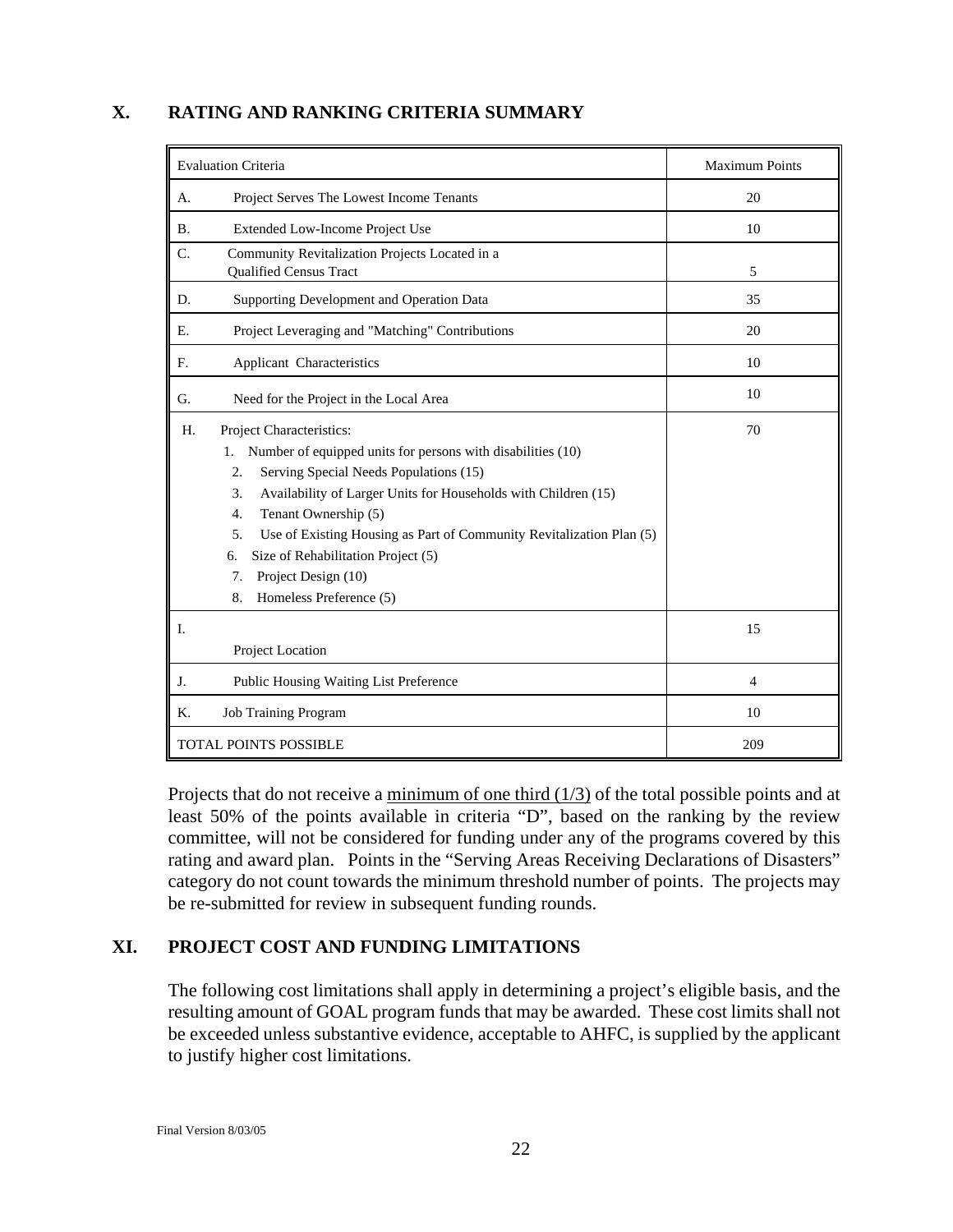## X. RATING AND RANKING CRITERIA SUMMARY

| Evaluation Criteria | Maximum Points |
|---|---|
| A. Project Serves The Lowest Income Tenants | 20 |
| B. Extended Low-Income Project Use | 10 |
| C. Community Revitalization Projects Located in a Qualified Census Tract | 5 |
| D. Supporting Development and Operation Data | 35 |
| E. Project Leveraging and "Matching" Contributions | 20 |
| F. Applicant Characteristics | 10 |
| G. Need for the Project in the Local Area | 10 |
| H. Project Characteristics:<br>1. Number of equipped units for persons with disabilities (10)<br>2. Serving Special Needs Populations (15)<br>3. Availability of Larger Units for Households with Children (15)<br>4. Tenant Ownership (5)<br>5. Use of Existing Housing as Part of Community Revitalization Plan (5)<br>6. Size of Rehabilitation Project (5)<br>7. Project Design (10)<br>8. Homeless Preference (5) | 70 |
| I. Project Location | 15 |
| J. Public Housing Waiting List Preference | 4 |
| K. Job Training Program | 10 |
| TOTAL POINTS POSSIBLE | 209 |

Projects that do not receive a minimum of one third (1/3) of the total possible points and at least 50% of the points available in criteria "D", based on the ranking by the review committee, will not be considered for funding under any of the programs covered by this rating and award plan. Points in the "Serving Areas Receiving Declarations of Disasters" category do not count towards the minimum threshold number of points. The projects may be re-submitted for review in subsequent funding rounds.

## XI. PROJECT COST AND FUNDING LIMITATIONS

The following cost limitations shall apply in determining a project's eligible basis, and the resulting amount of GOAL program funds that may be awarded. These cost limits shall not be exceeded unless substantive evidence, acceptable to AHFC, is supplied by the applicant to justify higher cost limitations.

Final Version 8/03/05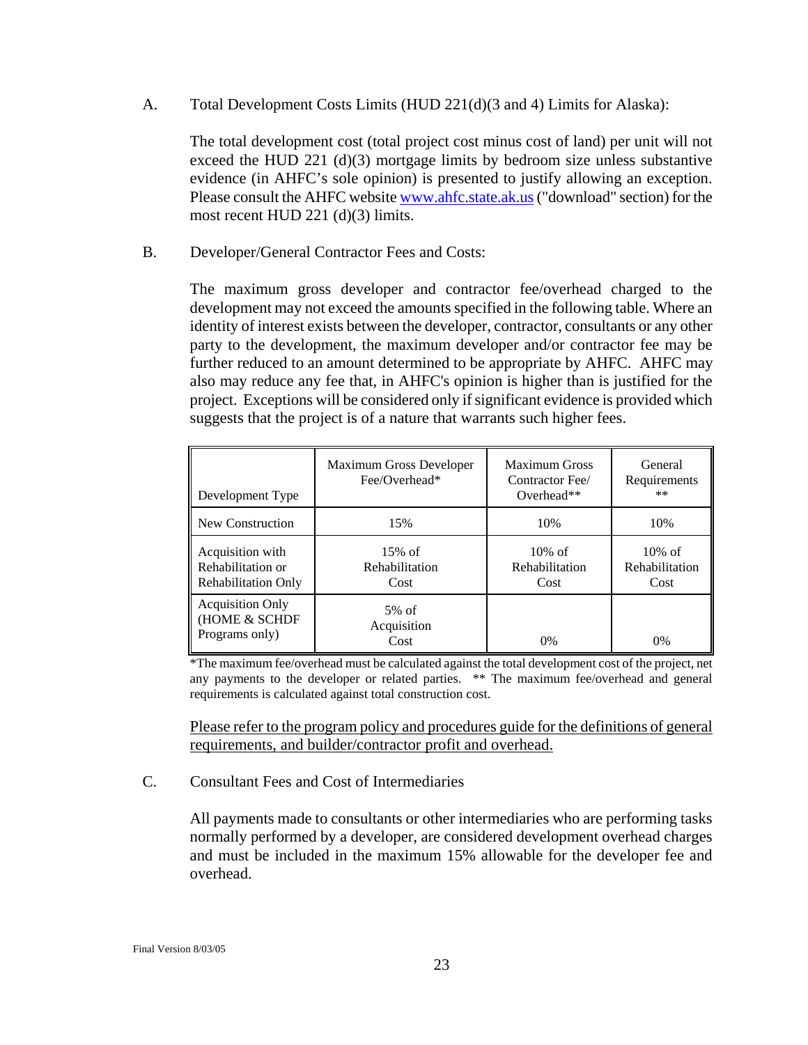A. Total Development Costs Limits (HUD 221(d)(3 and 4) Limits for Alaska):

The total development cost (total project cost minus cost of land) per unit will not exceed the HUD 221 (d)(3) mortgage limits by bedroom size unless substantive evidence (in AHFC's sole opinion) is presented to justify allowing an exception. Please consult the AHFC website [www.ahfc.state.ak.us](http://www.ahfc.state.ak.us) ("download" section) for the most recent HUD 221 (d)(3) limits.

B. Developer/General Contractor Fees and Costs:

The maximum gross developer and contractor fee/overhead charged to the development may not exceed the amounts specified in the following table. Where an identity of interest exists between the developer, contractor, consultants or any other party to the development, the maximum developer and/or contractor fee may be further reduced to an amount determined to be appropriate by AHFC. AHFC may also may reduce any fee that, in AHFC's opinion is higher than is justified for the project. Exceptions will be considered only if significant evidence is provided which suggests that the project is of a nature that warrants such higher fees.

| Development Type | Maximum Gross Developer Fee/Overhead* | Maximum Gross Contractor Fee/ Overhead** | General Requirements ** |
|---|---|---|---|
| New Construction | 15% | 10% | 10% |
| Acquisition with Rehabilitation or Rehabilitation Only | 15% of Rehabilitation Cost | 10% of Rehabilitation Cost | 10% of Rehabilitation Cost |
| Acquisition Only (HOME & SCHDF Programs only) | 5% of Acquisition Cost | 0% | 0% |

*The maximum fee/overhead must be calculated against the total development cost of the project, net any payments to the developer or related parties. ** The maximum fee/overhead and general requirements is calculated against total construction cost.

<u>Please refer to the program policy and procedures guide for the definitions of general requirements, and builder/contractor profit and overhead.</u>

C. Consultant Fees and Cost of Intermediaries

All payments made to consultants or other intermediaries who are performing tasks normally performed by a developer, are considered development overhead charges and must be included in the maximum 15% allowable for the developer fee and overhead.

Final Version 8/03/05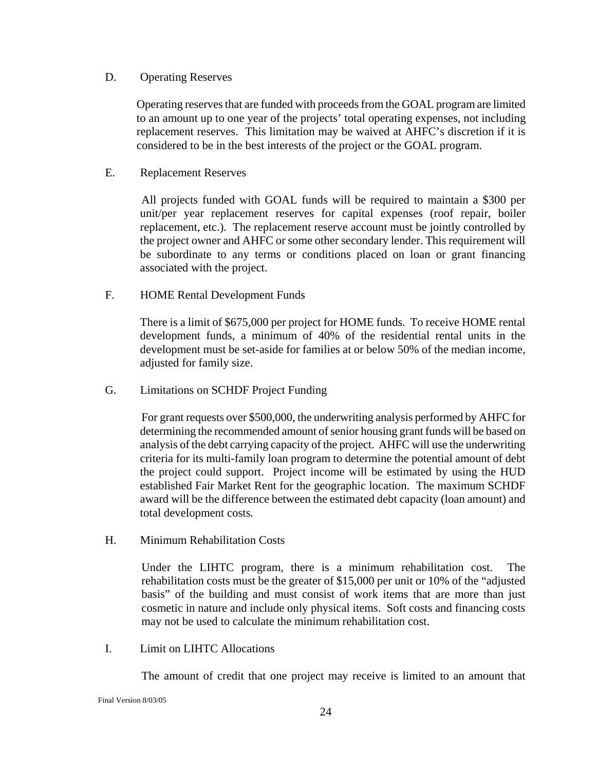D. Operating Reserves

Operating reserves that are funded with proceeds from the GOAL program are limited to an amount up to one year of the projects' total operating expenses, not including replacement reserves. This limitation may be waived at AHFC's discretion if it is considered to be in the best interests of the project or the GOAL program.

E. Replacement Reserves

All projects funded with GOAL funds will be required to maintain a $300 per unit/per year replacement reserves for capital expenses (roof repair, boiler replacement, etc.). The replacement reserve account must be jointly controlled by the project owner and AHFC or some other secondary lender. This requirement will be subordinate to any terms or conditions placed on loan or grant financing associated with the project.

F. HOME Rental Development Funds

There is a limit of $675,000 per project for HOME funds. To receive HOME rental development funds, a minimum of 40% of the residential rental units in the development must be set-aside for families at or below 50% of the median income, adjusted for family size.

G. Limitations on SCHDF Project Funding

For grant requests over $500,000, the underwriting analysis performed by AHFC for determining the recommended amount of senior housing grant funds will be based on analysis of the debt carrying capacity of the project. AHFC will use the underwriting criteria for its multi-family loan program to determine the potential amount of debt the project could support. Project income will be estimated by using the HUD established Fair Market Rent for the geographic location. The maximum SCHDF award will be the difference between the estimated debt capacity (loan amount) and total development costs.

H. Minimum Rehabilitation Costs

Under the LIHTC program, there is a minimum rehabilitation cost. The rehabilitation costs must be the greater of $15,000 per unit or 10% of the "adjusted basis" of the building and must consist of work items that are more than just cosmetic in nature and include only physical items. Soft costs and financing costs may not be used to calculate the minimum rehabilitation cost.

I. Limit on LIHTC Allocations

The amount of credit that one project may receive is limited to an amount that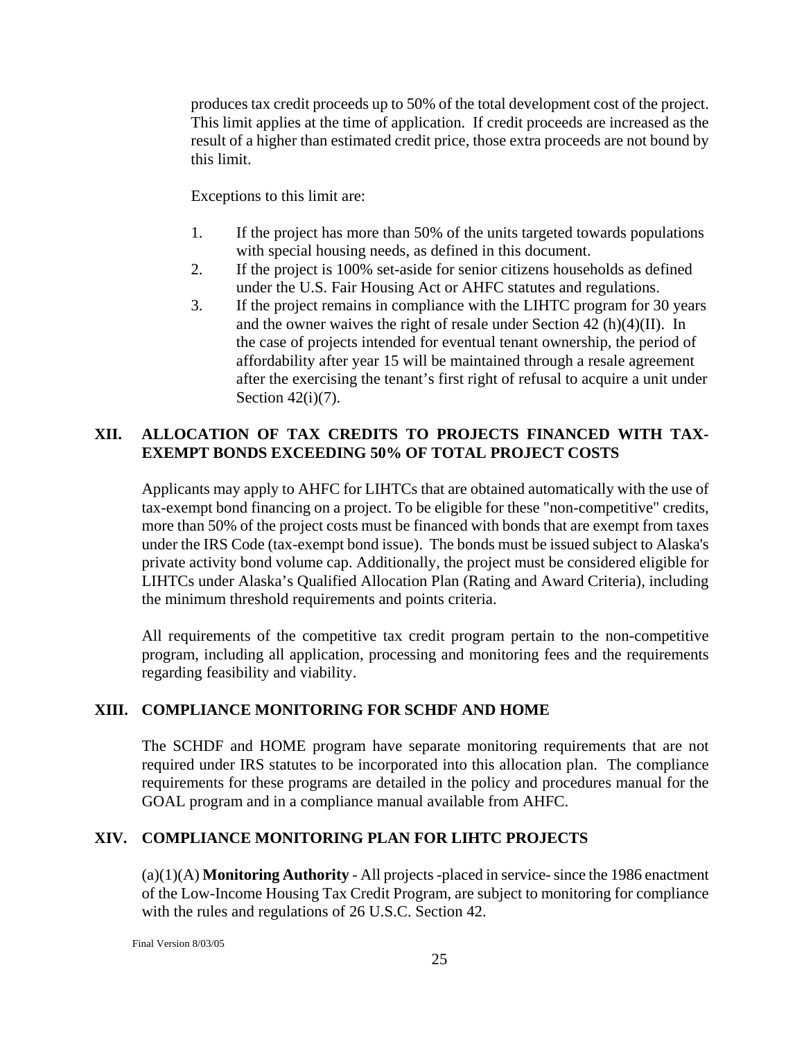produces tax credit proceeds up to 50% of the total development cost of the project. This limit applies at the time of application. If credit proceeds are increased as the result of a higher than estimated credit price, those extra proceeds are not bound by this limit.

Exceptions to this limit are:

1. If the project has more than 50% of the units targeted towards populations with special housing needs, as defined in this document.
2. If the project is 100% set-aside for senior citizens households as defined under the U.S. Fair Housing Act or AHFC statutes and regulations.
3. If the project remains in compliance with the LIHTC program for 30 years and the owner waives the right of resale under Section 42 (h)(4)(II). In the case of projects intended for eventual tenant ownership, the period of affordability after year 15 will be maintained through a resale agreement after the exercising the tenant's first right of refusal to acquire a unit under Section 42(i)(7).

## XII. ALLOCATION OF TAX CREDITS TO PROJECTS FINANCED WITH TAX-EXEMPT BONDS EXCEEDING 50% OF TOTAL PROJECT COSTS

Applicants may apply to AHFC for LIHTCs that are obtained automatically with the use of tax-exempt bond financing on a project. To be eligible for these "non-competitive" credits, more than 50% of the project costs must be financed with bonds that are exempt from taxes under the IRS Code (tax-exempt bond issue). The bonds must be issued subject to Alaska's private activity bond volume cap. Additionally, the project must be considered eligible for LIHTCs under Alaska's Qualified Allocation Plan (Rating and Award Criteria), including the minimum threshold requirements and points criteria.

All requirements of the competitive tax credit program pertain to the non-competitive program, including all application, processing and monitoring fees and the requirements regarding feasibility and viability.

## XIII. COMPLIANCE MONITORING FOR SCHDF AND HOME

The SCHDF and HOME program have separate monitoring requirements that are not required under IRS statutes to be incorporated into this allocation plan. The compliance requirements for these programs are detailed in the policy and procedures manual for the GOAL program and in a compliance manual available from AHFC.

## XIV. COMPLIANCE MONITORING PLAN FOR LIHTC PROJECTS

(a)(1)(A) **Monitoring Authority** - All projects -placed in service- since the 1986 enactment of the Low-Income Housing Tax Credit Program, are subject to monitoring for compliance with the rules and regulations of 26 U.S.C. Section 42.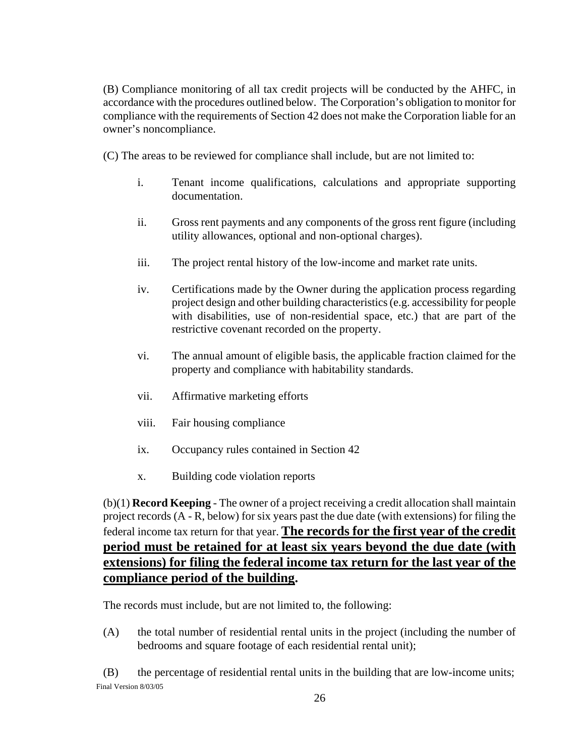(B) Compliance monitoring of all tax credit projects will be conducted by the AHFC, in accordance with the procedures outlined below. The Corporation's obligation to monitor for compliance with the requirements of Section 42 does not make the Corporation liable for an owner's noncompliance.

(C) The areas to be reviewed for compliance shall include, but are not limited to:

- i. Tenant income qualifications, calculations and appropriate supporting documentation.
- ii. Gross rent payments and any components of the gross rent figure (including utility allowances, optional and non-optional charges).
- iii. The project rental history of the low-income and market rate units.
- iv. Certifications made by the Owner during the application process regarding project design and other building characteristics (e.g. accessibility for people with disabilities, use of non-residential space, etc.) that are part of the restrictive covenant recorded on the property.
- vi. The annual amount of eligible basis, the applicable fraction claimed for the property and compliance with habitability standards.
- vii. Affirmative marketing efforts
- viii. Fair housing compliance
- ix. Occupancy rules contained in Section 42
- x. Building code violation reports

(b)(1) **Record Keeping** - The owner of a project receiving a credit allocation shall maintain project records (A - R, below) for six years past the due date (with extensions) for filing the federal income tax return for that year. **<u>The records for the first year of the credit period must be retained for at least six years beyond the due date (with extensions) for filing the federal income tax return for the last year of the compliance period of the building</u>.**

The records must include, but are not limited to, the following:

(A) the total number of residential rental units in the project (including the number of bedrooms and square footage of each residential rental unit);

(B) the percentage of residential rental units in the building that are low-income units;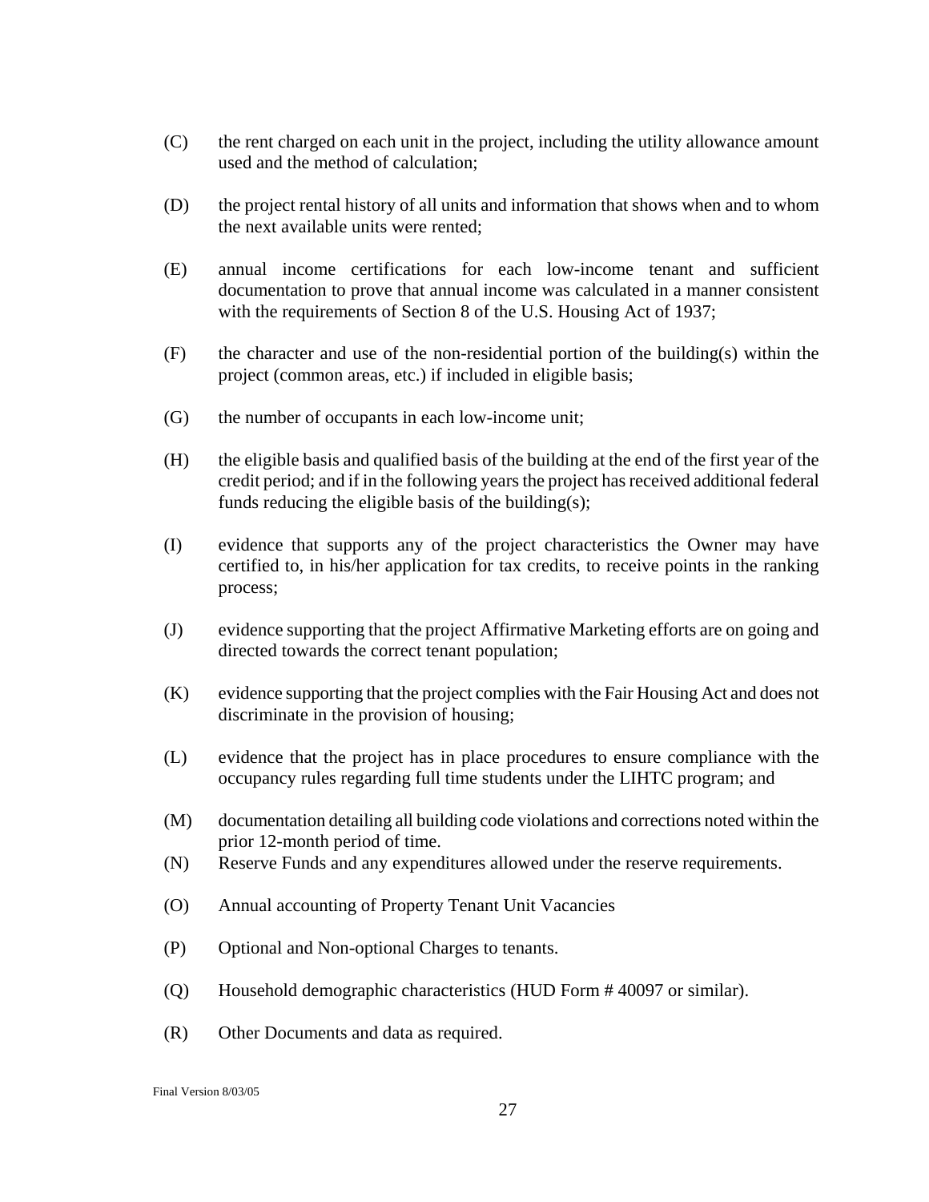(C) the rent charged on each unit in the project, including the utility allowance amount used and the method of calculation;

(D) the project rental history of all units and information that shows when and to whom the next available units were rented;

(E) annual income certifications for each low-income tenant and sufficient documentation to prove that annual income was calculated in a manner consistent with the requirements of Section 8 of the U.S. Housing Act of 1937;

(F) the character and use of the non-residential portion of the building(s) within the project (common areas, etc.) if included in eligible basis;

(G) the number of occupants in each low-income unit;

(H) the eligible basis and qualified basis of the building at the end of the first year of the credit period; and if in the following years the project has received additional federal funds reducing the eligible basis of the building(s);

(I) evidence that supports any of the project characteristics the Owner may have certified to, in his/her application for tax credits, to receive points in the ranking process;

(J) evidence supporting that the project Affirmative Marketing efforts are on going and directed towards the correct tenant population;

(K) evidence supporting that the project complies with the Fair Housing Act and does not discriminate in the provision of housing;

(L) evidence that the project has in place procedures to ensure compliance with the occupancy rules regarding full time students under the LIHTC program; and

(M) documentation detailing all building code violations and corrections noted within the prior 12-month period of time.

(N) Reserve Funds and any expenditures allowed under the reserve requirements.

(O) Annual accounting of Property Tenant Unit Vacancies

(P) Optional and Non-optional Charges to tenants.

(Q) Household demographic characteristics (HUD Form # 40097 or similar).

(R) Other Documents and data as required.

Final Version 8/03/05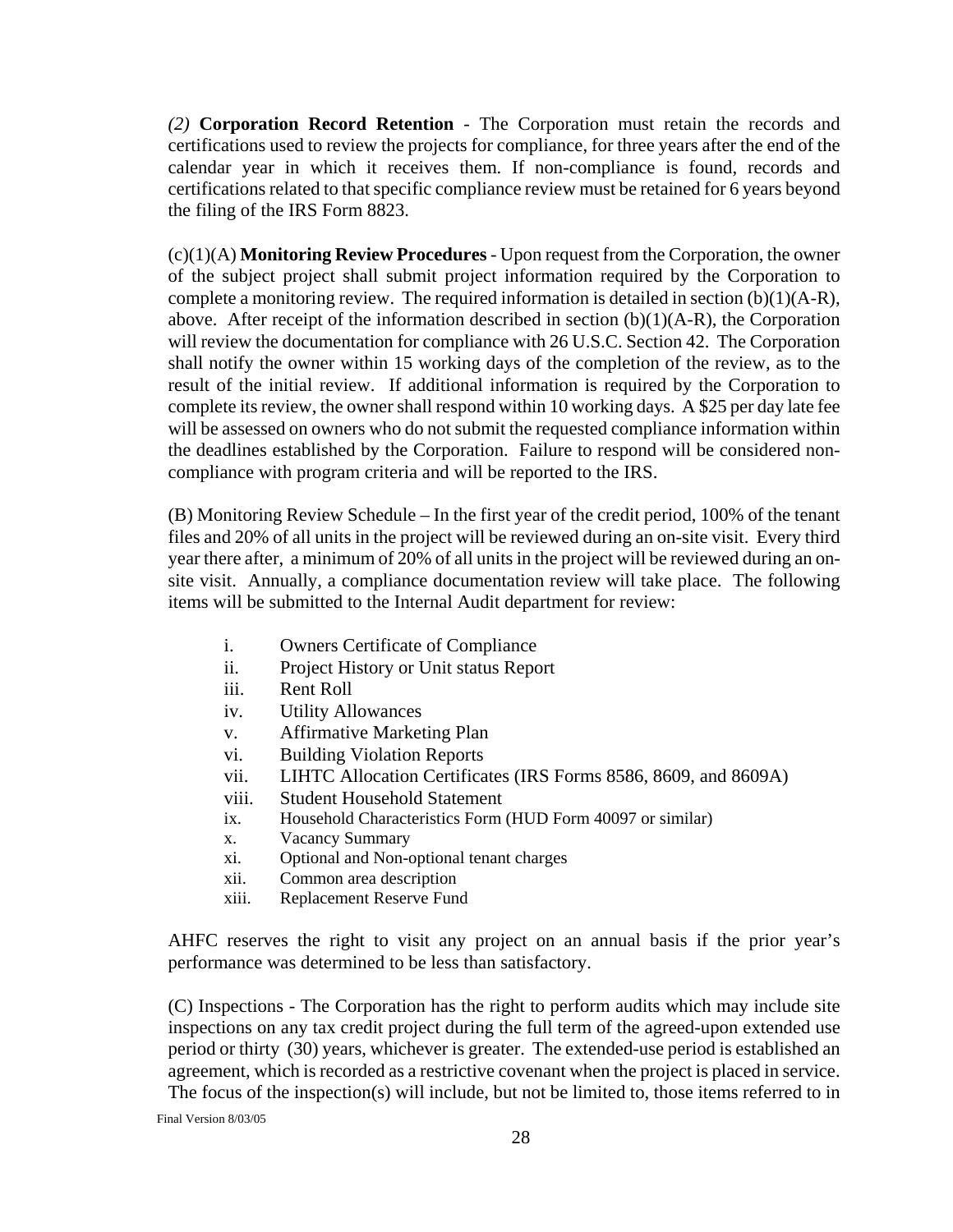*(2)* **Corporation Record Retention** - The Corporation must retain the records and certifications used to review the projects for compliance, for three years after the end of the calendar year in which it receives them. If non-compliance is found, records and certifications related to that specific compliance review must be retained for 6 years beyond the filing of the IRS Form 8823.

(c)(1)(A) **Monitoring Review Procedures** - Upon request from the Corporation, the owner of the subject project shall submit project information required by the Corporation to complete a monitoring review. The required information is detailed in section (b)(1)(A-R), above. After receipt of the information described in section (b)(1)(A-R), the Corporation will review the documentation for compliance with 26 U.S.C. Section 42. The Corporation shall notify the owner within 15 working days of the completion of the review, as to the result of the initial review. If additional information is required by the Corporation to complete its review, the owner shall respond within 10 working days. A $25 per day late fee will be assessed on owners who do not submit the requested compliance information within the deadlines established by the Corporation. Failure to respond will be considered non-compliance with program criteria and will be reported to the IRS.

(B) Monitoring Review Schedule – In the first year of the credit period, 100% of the tenant files and 20% of all units in the project will be reviewed during an on-site visit. Every third year there after, a minimum of 20% of all units in the project will be reviewed during an on-site visit. Annually, a compliance documentation review will take place. The following items will be submitted to the Internal Audit department for review:

- i. Owners Certificate of Compliance
- ii. Project History or Unit status Report
- iii. Rent Roll
- iv. Utility Allowances
- v. Affirmative Marketing Plan
- vi. Building Violation Reports
- vii. LIHTC Allocation Certificates (IRS Forms 8586, 8609, and 8609A)
- viii. Student Household Statement
- ix. Household Characteristics Form (HUD Form 40097 or similar)
- x. Vacancy Summary
- xi. Optional and Non-optional tenant charges
- xii. Common area description
- xiii. Replacement Reserve Fund

AHFC reserves the right to visit any project on an annual basis if the prior year's performance was determined to be less than satisfactory.

(C) Inspections - The Corporation has the right to perform audits which may include site inspections on any tax credit project during the full term of the agreed-upon extended use period or thirty (30) years, whichever is greater. The extended-use period is established an agreement, which is recorded as a restrictive covenant when the project is placed in service. The focus of the inspection(s) will include, but not be limited to, those items referred to in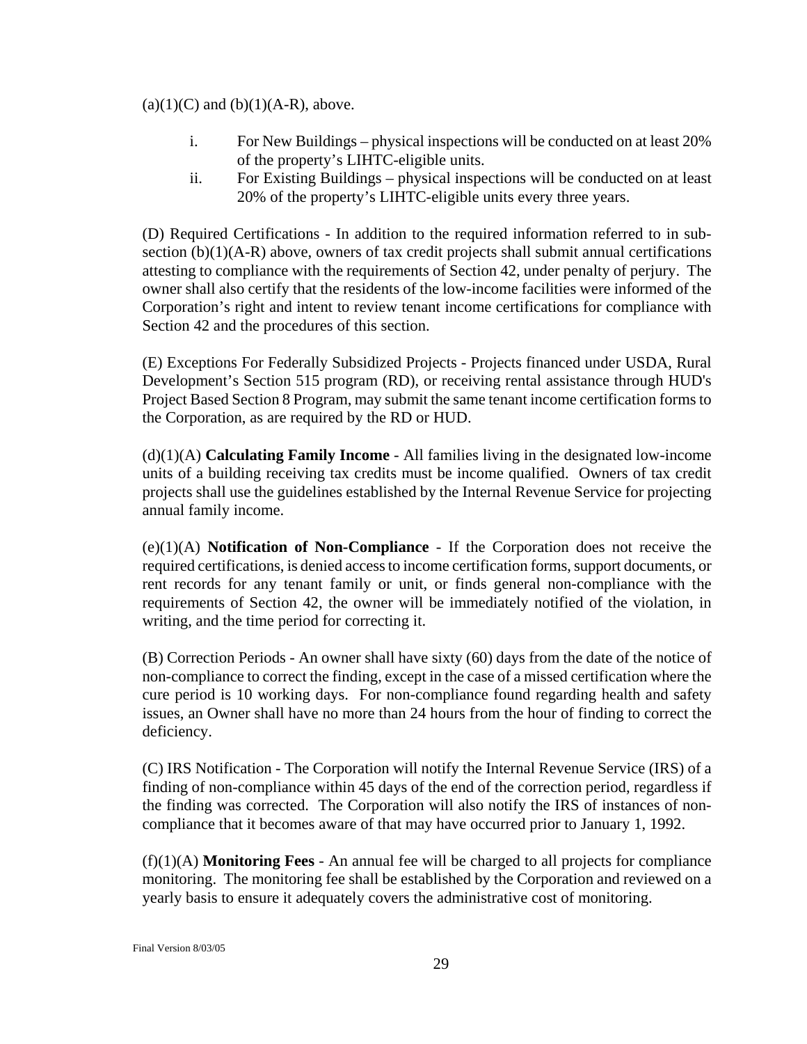(a)(1)(C) and (b)(1)(A-R), above.

i. For New Buildings – physical inspections will be conducted on at least 20% of the property's LIHTC-eligible units.

ii. For Existing Buildings – physical inspections will be conducted on at least 20% of the property's LIHTC-eligible units every three years.

(D) Required Certifications - In addition to the required information referred to in sub-section (b)(1)(A-R) above, owners of tax credit projects shall submit annual certifications attesting to compliance with the requirements of Section 42, under penalty of perjury. The owner shall also certify that the residents of the low-income facilities were informed of the Corporation's right and intent to review tenant income certifications for compliance with Section 42 and the procedures of this section.

(E) Exceptions For Federally Subsidized Projects - Projects financed under USDA, Rural Development's Section 515 program (RD), or receiving rental assistance through HUD's Project Based Section 8 Program, may submit the same tenant income certification forms to the Corporation, as are required by the RD or HUD.

(d)(1)(A) **Calculating Family Income** - All families living in the designated low-income units of a building receiving tax credits must be income qualified. Owners of tax credit projects shall use the guidelines established by the Internal Revenue Service for projecting annual family income.

(e)(1)(A) **Notification of Non-Compliance** - If the Corporation does not receive the required certifications, is denied access to income certification forms, support documents, or rent records for any tenant family or unit, or finds general non-compliance with the requirements of Section 42, the owner will be immediately notified of the violation, in writing, and the time period for correcting it.

(B) Correction Periods - An owner shall have sixty (60) days from the date of the notice of non-compliance to correct the finding, except in the case of a missed certification where the cure period is 10 working days. For non-compliance found regarding health and safety issues, an Owner shall have no more than 24 hours from the hour of finding to correct the deficiency.

(C) IRS Notification - The Corporation will notify the Internal Revenue Service (IRS) of a finding of non-compliance within 45 days of the end of the correction period, regardless if the finding was corrected. The Corporation will also notify the IRS of instances of non-compliance that it becomes aware of that may have occurred prior to January 1, 1992.

(f)(1)(A) **Monitoring Fees** - An annual fee will be charged to all projects for compliance monitoring. The monitoring fee shall be established by the Corporation and reviewed on a yearly basis to ensure it adequately covers the administrative cost of monitoring.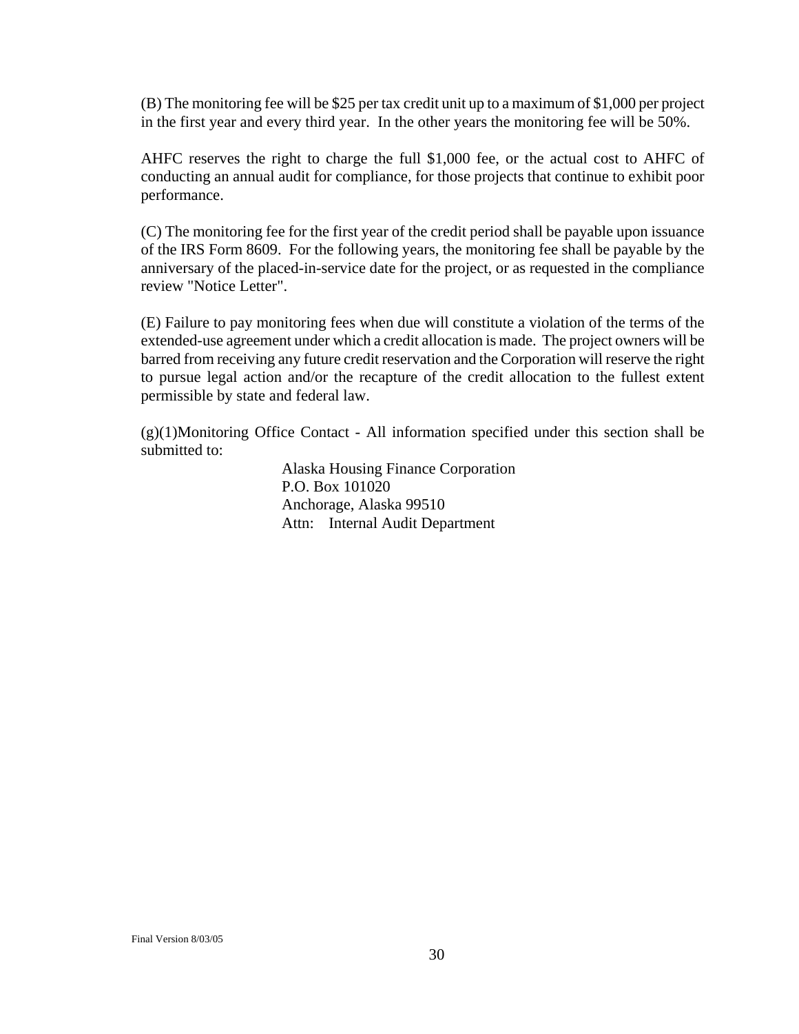(B) The monitoring fee will be $25 per tax credit unit up to a maximum of $1,000 per project in the first year and every third year. In the other years the monitoring fee will be 50%.

AHFC reserves the right to charge the full $1,000 fee, or the actual cost to AHFC of conducting an annual audit for compliance, for those projects that continue to exhibit poor performance.

(C) The monitoring fee for the first year of the credit period shall be payable upon issuance of the IRS Form 8609. For the following years, the monitoring fee shall be payable by the anniversary of the placed-in-service date for the project, or as requested in the compliance review "Notice Letter".

(E) Failure to pay monitoring fees when due will constitute a violation of the terms of the extended-use agreement under which a credit allocation is made. The project owners will be barred from receiving any future credit reservation and the Corporation will reserve the right to pursue legal action and/or the recapture of the credit allocation to the fullest extent permissible by state and federal law.

(g)(1)Monitoring Office Contact - All information specified under this section shall be submitted to:

Alaska Housing Finance Corporation
P.O. Box 101020
Anchorage, Alaska 99510
Attn: Internal Audit Department

Final Version 8/03/05